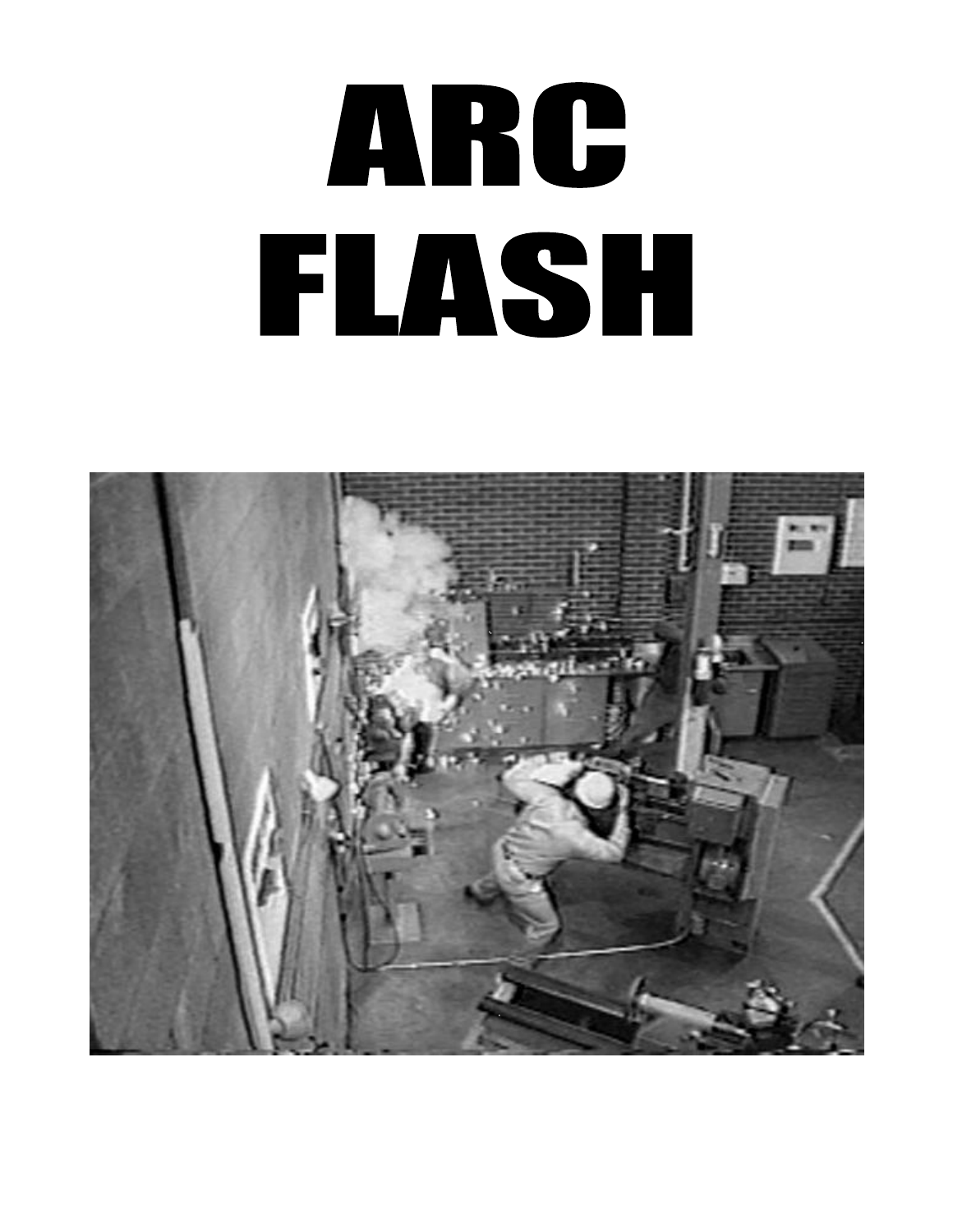# ARC FLASH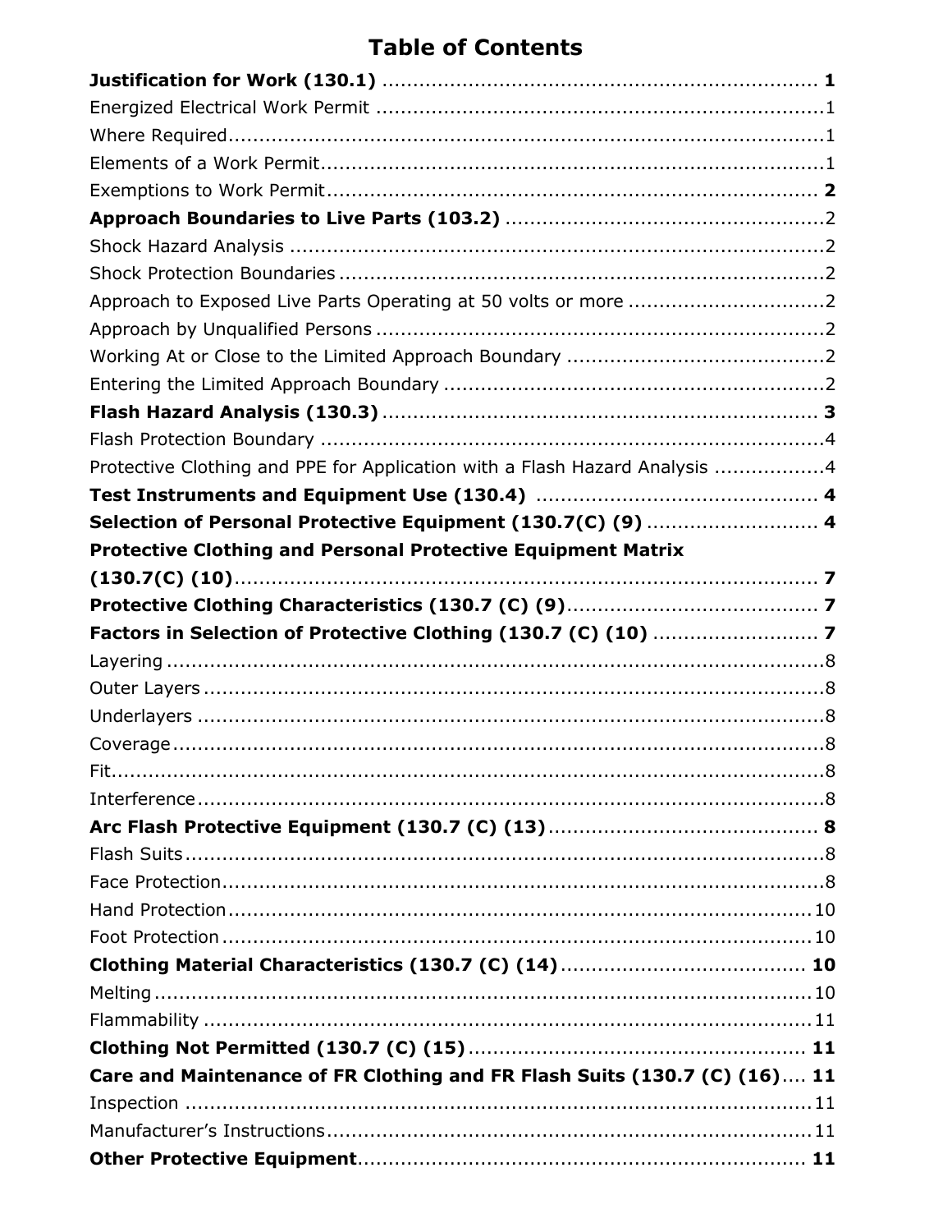# Table of Contents

**Justification for Work (130.1)** ........................................................................ **1**

Energized Electrical Work Permit ........................................................................1

Where Required........................................................................................................1

Elements of a Work Permit.......................................................................................1

Exemptions to Work Permit...................................................................................... **2**

**Approach Boundaries to Live Parts (103.2)** ...................................................2

Shock Hazard Analysis ..............................................................................................2

Shock Protection Boundaries .....................................................................................2

Approach to Exposed Live Parts Operating at 50 volts or more ................................2

Approach by Unqualified Persons ...............................................................................2

Working At or Close to the Limited Approach Boundary ..........................................2

Entering the Limited Approach Boundary ..................................................................2

**Flash Hazard Analysis (130.3)** ........................................................................ **3**

Flash Protection Boundary ..........................................................................................4

Protective Clothing and PPE for Application with a Flash Hazard Analysis ..................4

**Test Instruments and Equipment Use (130.4)** ............................................. **4**

**Selection of Personal Protective Equipment (130.7(C) (9)** ............................ **4**

**Protective Clothing and Personal Protective Equipment Matrix (130.7(C) (10)**............................................................................................. **7**

**Protective Clothing Characteristics (130.7 (C) (9)**......................................... **7**

**Factors in Selection of Protective Clothing (130.7 (C) (10)** ........................... **7**

Layering ....................................................................................................................8

Outer Layers ..............................................................................................................8

Underlayers ................................................................................................................8

Coverage ....................................................................................................................8

Fit...............................................................................................................................8

Interference ...............................................................................................................8

**Arc Flash Protective Equipment (130.7 (C) (13)**............................................ **8**

Flash Suits ..................................................................................................................8

Face Protection...........................................................................................................8

Hand Protection........................................................................................................10

Foot Protection .........................................................................................................10

**Clothing Material Characteristics (130.7 (C) (14)**........................................ **10**

Melting .....................................................................................................................10

Flammability .............................................................................................................11

**Clothing Not Permitted (130.7 (C) (15)**....................................................... **11**

**Care and Maintenance of FR Clothing and FR Flash Suits (130.7 (C) (16)**.... **11**

Inspection .................................................................................................................11

Manufacturer's Instructions......................................................................................11

**Other Protective Equipment**......................................................................... **11**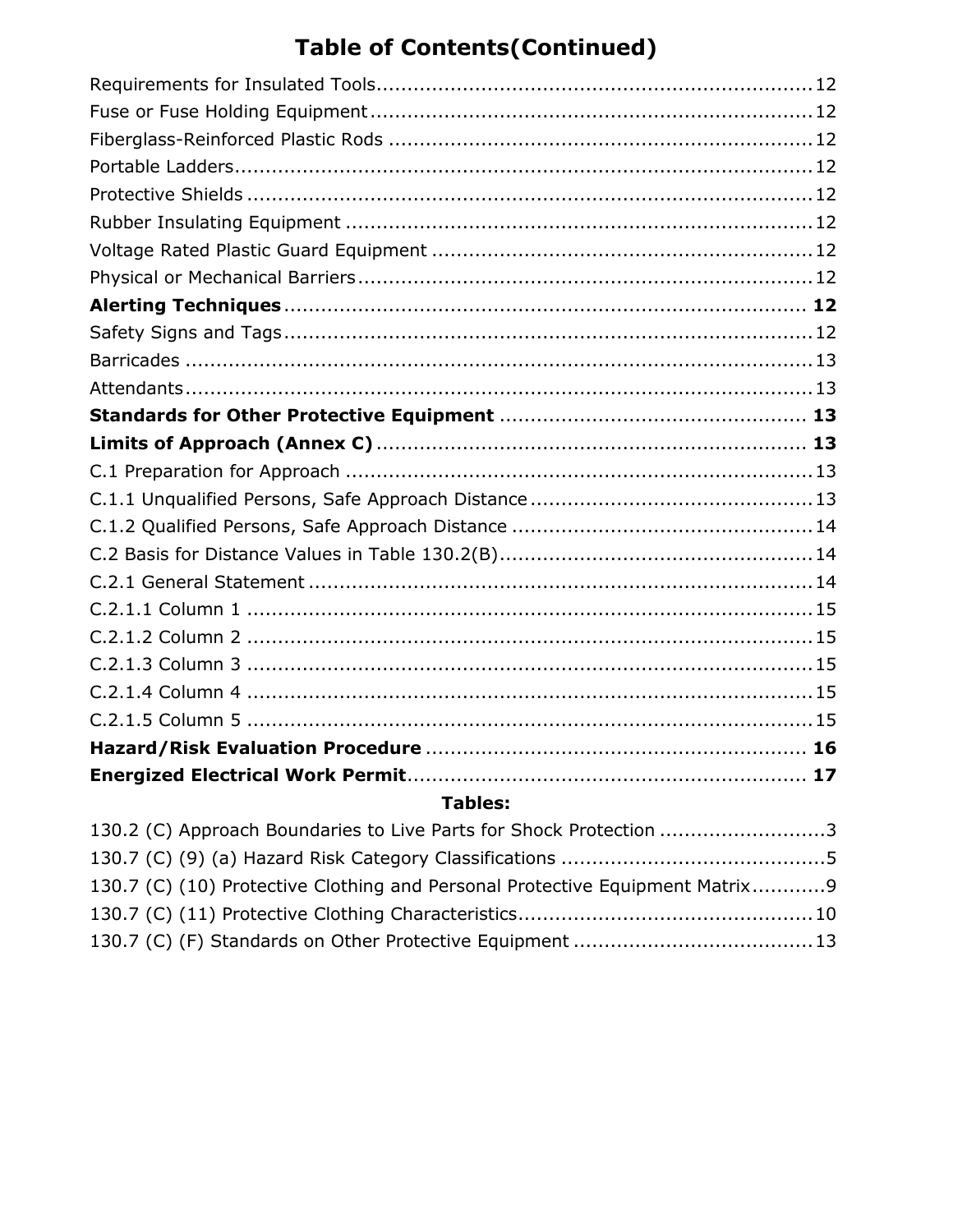# Table of Contents(Continued)

Requirements for Insulated Tools....................................................................12
Fuse or Fuse Holding Equipment....................................................................12
Fiberglass-Reinforced Plastic Rods ..................................................................12
Portable Ladders...........................................................................................12
Protective Shields .........................................................................................12
Rubber Insulating Equipment .........................................................................12
Voltage Rated Plastic Guard Equipment ...........................................................12
Physical or Mechanical Barriers.......................................................................12
**Alerting Techniques**.................................................................................. **12**
Safety Signs and Tags...................................................................................12
Barricades ...................................................................................................13
Attendants...................................................................................................13
**Standards for Other Protective Equipment** ............................................... **13**
**Limits of Approach (Annex C)**.................................................................... **13**
C.1 Preparation for Approach .........................................................................13
C.1.1 Unqualified Persons, Safe Approach Distance ............................................13
C.1.2 Qualified Persons, Safe Approach Distance ...............................................14
C.2 Basis for Distance Values in Table 130.2(B).................................................14
C.2.1 General Statement ................................................................................14
C.2.1.1 Column 1 .........................................................................................15
C.2.1.2 Column 2 .........................................................................................15
C.2.1.3 Column 3 .........................................................................................15
C.2.1.4 Column 4 .........................................................................................15
C.2.1.5 Column 5 .........................................................................................15
**Hazard/Risk Evaluation Procedure** ............................................................ **16**
**Energized Electrical Work Permit**............................................................... **17**

**Tables:**

130.2 (C) Approach Boundaries to Live Parts for Shock Protection ..........................3
130.7 (C) (9) (a) Hazard Risk Category Classifications ..........................................5
130.7 (C) (10) Protective Clothing and Personal Protective Equipment Matrix...........9
130.7 (C) (11) Protective Clothing Characteristics..............................................10
130.7 (C) (F) Standards on Other Protective Equipment .....................................13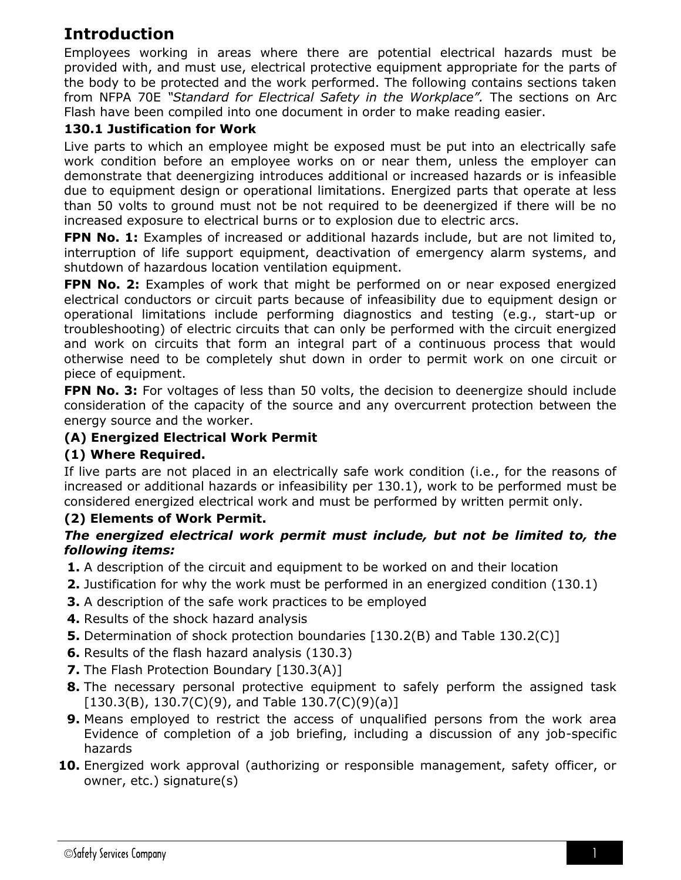# Introduction

Employees working in areas where there are potential electrical hazards must be provided with, and must use, electrical protective equipment appropriate for the parts of the body to be protected and the work performed. The following contains sections taken from NFPA 70E *"Standard for Electrical Safety in the Workplace".* The sections on Arc Flash have been compiled into one document in order to make reading easier.

### 130.1 Justification for Work

Live parts to which an employee might be exposed must be put into an electrically safe work condition before an employee works on or near them, unless the employer can demonstrate that deenergizing introduces additional or increased hazards or is infeasible due to equipment design or operational limitations. Energized parts that operate at less than 50 volts to ground must not be not required to be deenergized if there will be no increased exposure to electrical burns or to explosion due to electric arcs.

**FPN No. 1:** Examples of increased or additional hazards include, but are not limited to, interruption of life support equipment, deactivation of emergency alarm systems, and shutdown of hazardous location ventilation equipment.

**FPN No. 2:** Examples of work that might be performed on or near exposed energized electrical conductors or circuit parts because of infeasibility due to equipment design or operational limitations include performing diagnostics and testing (e.g., start-up or troubleshooting) of electric circuits that can only be performed with the circuit energized and work on circuits that form an integral part of a continuous process that would otherwise need to be completely shut down in order to permit work on one circuit or piece of equipment.

**FPN No. 3:** For voltages of less than 50 volts, the decision to deenergize should include consideration of the capacity of the source and any overcurrent protection between the energy source and the worker.

**(A) Energized Electrical Work Permit**

**(1) Where Required.**

If live parts are not placed in an electrically safe work condition (i.e., for the reasons of increased or additional hazards or infeasibility per 130.1), work to be performed must be considered energized electrical work and must be performed by written permit only.

**(2) Elements of Work Permit.**

***The energized electrical work permit must include, but not be limited to, the following items:***

1. A description of the circuit and equipment to be worked on and their location
2. Justification for why the work must be performed in an energized condition (130.1)
3. A description of the safe work practices to be employed
4. Results of the shock hazard analysis
5. Determination of shock protection boundaries [130.2(B) and Table 130.2(C)]
6. Results of the flash hazard analysis (130.3)
7. The Flash Protection Boundary [130.3(A)]
8. The necessary personal protective equipment to safely perform the assigned task [130.3(B), 130.7(C)(9), and Table 130.7(C)(9)(a)]
9. Means employed to restrict the access of unqualified persons from the work area Evidence of completion of a job briefing, including a discussion of any job-specific hazards
10. Energized work approval (authorizing or responsible management, safety officer, or owner, etc.) signature(s)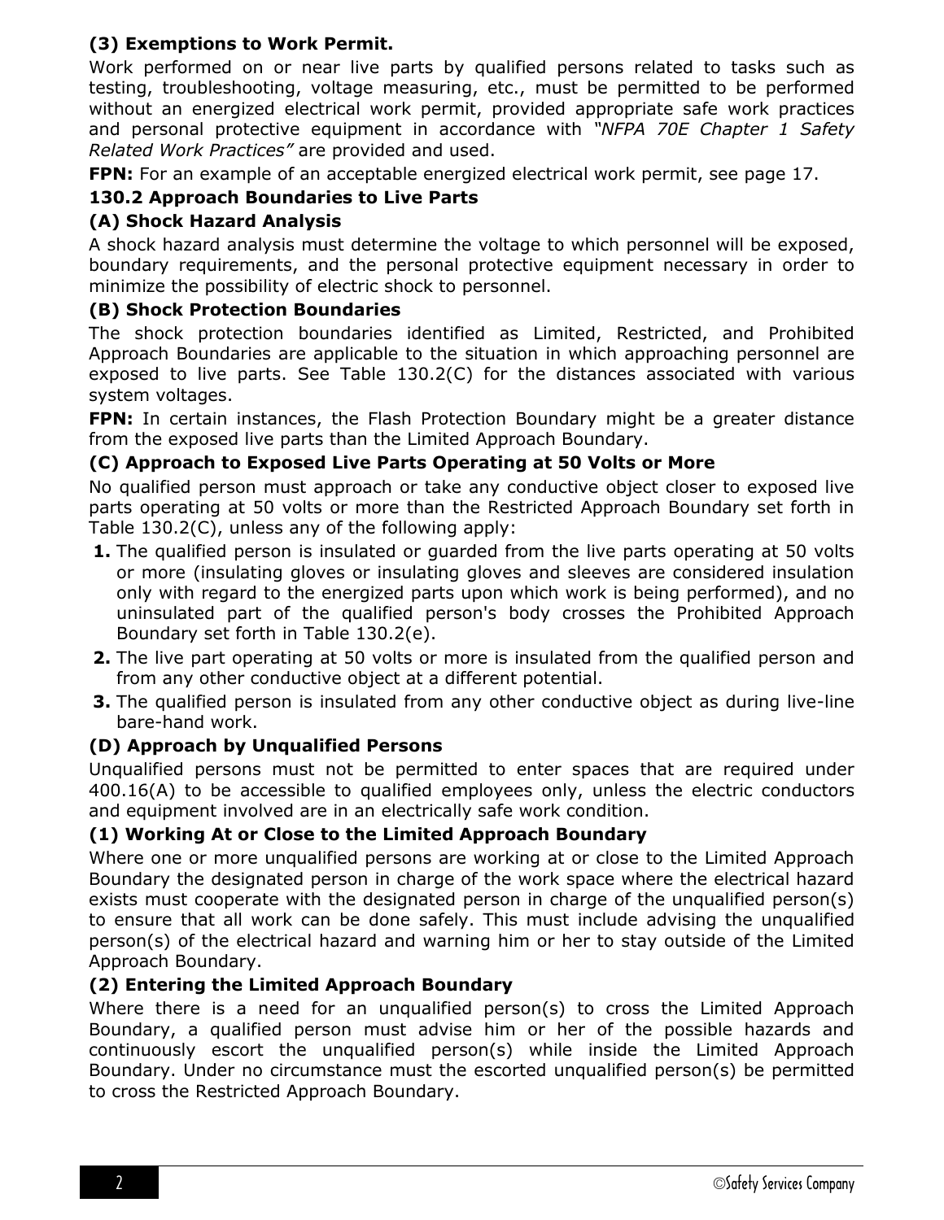### (3) Exemptions to Work Permit.

Work performed on or near live parts by qualified persons related to tasks such as testing, troubleshooting, voltage measuring, etc., must be permitted to be performed without an energized electrical work permit, provided appropriate safe work practices and personal protective equipment in accordance with *"NFPA 70E Chapter 1 Safety Related Work Practices"* are provided and used.

**FPN:** For an example of an acceptable energized electrical work permit, see page 17.

### 130.2 Approach Boundaries to Live Parts

### (A) Shock Hazard Analysis

A shock hazard analysis must determine the voltage to which personnel will be exposed, boundary requirements, and the personal protective equipment necessary in order to minimize the possibility of electric shock to personnel.

### (B) Shock Protection Boundaries

The shock protection boundaries identified as Limited, Restricted, and Prohibited Approach Boundaries are applicable to the situation in which approaching personnel are exposed to live parts. See Table 130.2(C) for the distances associated with various system voltages.

**FPN:** In certain instances, the Flash Protection Boundary might be a greater distance from the exposed live parts than the Limited Approach Boundary.

### (C) Approach to Exposed Live Parts Operating at 50 Volts or More

No qualified person must approach or take any conductive object closer to exposed live parts operating at 50 volts or more than the Restricted Approach Boundary set forth in Table 130.2(C), unless any of the following apply:

1. The qualified person is insulated or guarded from the live parts operating at 50 volts or more (insulating gloves or insulating gloves and sleeves are considered insulation only with regard to the energized parts upon which work is being performed), and no uninsulated part of the qualified person's body crosses the Prohibited Approach Boundary set forth in Table 130.2(e).
2. The live part operating at 50 volts or more is insulated from the qualified person and from any other conductive object at a different potential.
3. The qualified person is insulated from any other conductive object as during live-line bare-hand work.

### (D) Approach by Unqualified Persons

Unqualified persons must not be permitted to enter spaces that are required under 400.16(A) to be accessible to qualified employees only, unless the electric conductors and equipment involved are in an electrically safe work condition.

### (1) Working At or Close to the Limited Approach Boundary

Where one or more unqualified persons are working at or close to the Limited Approach Boundary the designated person in charge of the work space where the electrical hazard exists must cooperate with the designated person in charge of the unqualified person(s) to ensure that all work can be done safely. This must include advising the unqualified person(s) of the electrical hazard and warning him or her to stay outside of the Limited Approach Boundary.

### (2) Entering the Limited Approach Boundary

Where there is a need for an unqualified person(s) to cross the Limited Approach Boundary, a qualified person must advise him or her of the possible hazards and continuously escort the unqualified person(s) while inside the Limited Approach Boundary. Under no circumstance must the escorted unqualified person(s) be permitted to cross the Restricted Approach Boundary.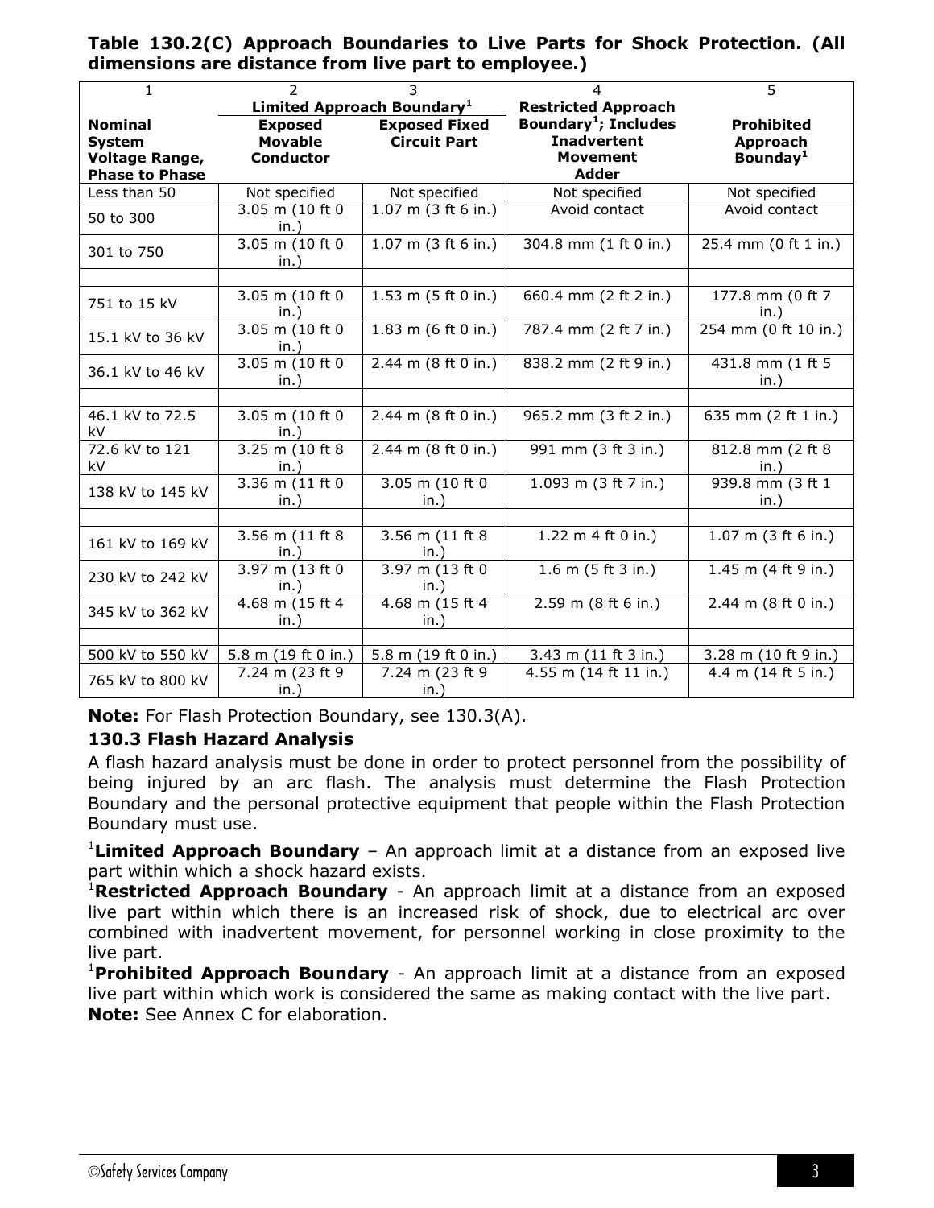**Table 130.2(C) Approach Boundaries to Live Parts for Shock Protection. (All dimensions are distance from live part to employee.)**

| 1 | 2 | 3 | 4 | 5 |
|---|---|---|---|---|
| | Limited Approach Boundary[1] | | Restricted Approach Boundary[1]; Includes Inadvertent Movement Adder | |
| **Nominal System Voltage Range, Phase to Phase** | **Exposed Movable Conductor** | **Exposed Fixed Circuit Part** | | **Prohibited Approach Bounday[1]** |
| Less than 50 | Not specified | Not specified | Not specified | Not specified |
| 50 to 300 | 3.05 m (10 ft 0 in.) | 1.07 m (3 ft 6 in.) | Avoid contact | Avoid contact |
| 301 to 750 | 3.05 m (10 ft 0 in.) | 1.07 m (3 ft 6 in.) | 304.8 mm (1 ft 0 in.) | 25.4 mm (0 ft 1 in.) |
| | | | | |
| 751 to 15 kV | 3.05 m (10 ft 0 in.) | 1.53 m (5 ft 0 in.) | 660.4 mm (2 ft 2 in.) | 177.8 mm (0 ft 7 in.) |
| 15.1 kV to 36 kV | 3.05 m (10 ft 0 in.) | 1.83 m (6 ft 0 in.) | 787.4 mm (2 ft 7 in.) | 254 mm (0 ft 10 in.) |
| 36.1 kV to 46 kV | 3.05 m (10 ft 0 in.) | 2.44 m (8 ft 0 in.) | 838.2 mm (2 ft 9 in.) | 431.8 mm (1 ft 5 in.) |
| | | | | |
| 46.1 kV to 72.5 kV | 3.05 m (10 ft 0 in.) | 2.44 m (8 ft 0 in.) | 965.2 mm (3 ft 2 in.) | 635 mm (2 ft 1 in.) |
| 72.6 kV to 121 kV | 3.25 m (10 ft 8 in.) | 2.44 m (8 ft 0 in.) | 991 mm (3 ft 3 in.) | 812.8 mm (2 ft 8 in.) |
| 138 kV to 145 kV | 3.36 m (11 ft 0 in.) | 3.05 m (10 ft 0 in.) | 1.093 m (3 ft 7 in.) | 939.8 mm (3 ft 1 in.) |
| | | | | |
| 161 kV to 169 kV | 3.56 m (11 ft 8 in.) | 3.56 m (11 ft 8 in.) | 1.22 m 4 ft 0 in.) | 1.07 m (3 ft 6 in.) |
| 230 kV to 242 kV | 3.97 m (13 ft 0 in.) | 3.97 m (13 ft 0 in.) | 1.6 m (5 ft 3 in.) | 1.45 m (4 ft 9 in.) |
| 345 kV to 362 kV | 4.68 m (15 ft 4 in.) | 4.68 m (15 ft 4 in.) | 2.59 m (8 ft 6 in.) | 2.44 m (8 ft 0 in.) |
| | | | | |
| 500 kV to 550 kV | 5.8 m (19 ft 0 in.) | 5.8 m (19 ft 0 in.) | 3.43 m (11 ft 3 in.) | 3.28 m (10 ft 9 in.) |
| 765 kV to 800 kV | 7.24 m (23 ft 9 in.) | 7.24 m (23 ft 9 in.) | 4.55 m (14 ft 11 in.) | 4.4 m (14 ft 5 in.) |

**Note:** For Flash Protection Boundary, see 130.3(A).

### 130.3 Flash Hazard Analysis

A flash hazard analysis must be done in order to protect personnel from the possibility of being injured by an arc flash. The analysis must determine the Flash Protection Boundary and the personal protective equipment that people within the Flash Protection Boundary must use.

[1]**Limited Approach Boundary** – An approach limit at a distance from an exposed live part within which a shock hazard exists.

[1]**Restricted Approach Boundary** - An approach limit at a distance from an exposed live part within which there is an increased risk of shock, due to electrical arc over combined with inadvertent movement, for personnel working in close proximity to the live part.

[1]**Prohibited Approach Boundary** - An approach limit at a distance from an exposed live part within which work is considered the same as making contact with the live part.

**Note:** See Annex C for elaboration.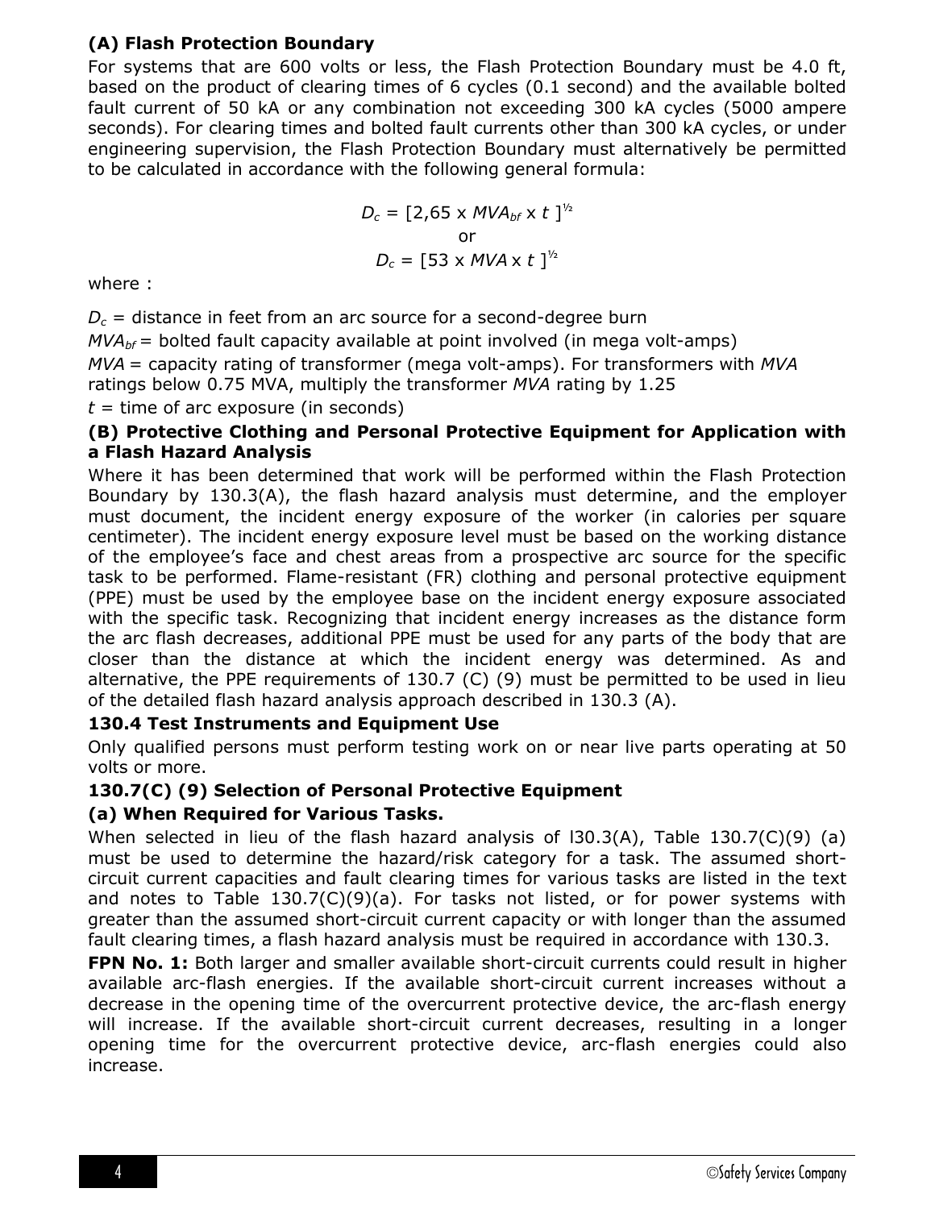### (A) Flash Protection Boundary

For systems that are 600 volts or less, the Flash Protection Boundary must be 4.0 ft, based on the product of clearing times of 6 cycles (0.1 second) and the available bolted fault current of 50 kA or any combination not exceeding 300 kA cycles (5000 ampere seconds). For clearing times and bolted fault currents other than 300 kA cycles, or under engineering supervision, the Flash Protection Boundary must alternatively be permitted to be calculated in accordance with the following general formula:

$$D_c = [2{,}65 \times MVA_{bf} \times t\,]^{1/2}$$

or

$$D_c = [53 \times MVA \times t\,]^{1/2}$$

where :

$D_c$ = distance in feet from an arc source for a second-degree burn

$MVA_{bf}$ = bolted fault capacity available at point involved (in mega volt-amps)

$MVA$ = capacity rating of transformer (mega volt-amps). For transformers with $MVA$ ratings below 0.75 MVA, multiply the transformer $MVA$ rating by 1.25

$t$ = time of arc exposure (in seconds)

### (B) Protective Clothing and Personal Protective Equipment for Application with a Flash Hazard Analysis

Where it has been determined that work will be performed within the Flash Protection Boundary by 130.3(A), the flash hazard analysis must determine, and the employer must document, the incident energy exposure of the worker (in calories per square centimeter). The incident energy exposure level must be based on the working distance of the employee's face and chest areas from a prospective arc source for the specific task to be performed. Flame-resistant (FR) clothing and personal protective equipment (PPE) must be used by the employee base on the incident energy exposure associated with the specific task. Recognizing that incident energy increases as the distance form the arc flash decreases, additional PPE must be used for any parts of the body that are closer than the distance at which the incident energy was determined. As and alternative, the PPE requirements of 130.7 (C) (9) must be permitted to be used in lieu of the detailed flash hazard analysis approach described in 130.3 (A).

### 130.4 Test Instruments and Equipment Use

Only qualified persons must perform testing work on or near live parts operating at 50 volts or more.

### 130.7(C) (9) Selection of Personal Protective Equipment

### (a) When Required for Various Tasks.

When selected in lieu of the flash hazard analysis of l30.3(A), Table 130.7(C)(9) (a) must be used to determine the hazard/risk category for a task. The assumed short-circuit current capacities and fault clearing times for various tasks are listed in the text and notes to Table 130.7(C)(9)(a). For tasks not listed, or for power systems with greater than the assumed short-circuit current capacity or with longer than the assumed fault clearing times, a flash hazard analysis must be required in accordance with 130.3.

**FPN No. 1:** Both larger and smaller available short-circuit currents could result in higher available arc-flash energies. If the available short-circuit current increases without a decrease in the opening time of the overcurrent protective device, the arc-flash energy will increase. If the available short-circuit current decreases, resulting in a longer opening time for the overcurrent protective device, arc-flash energies could also increase.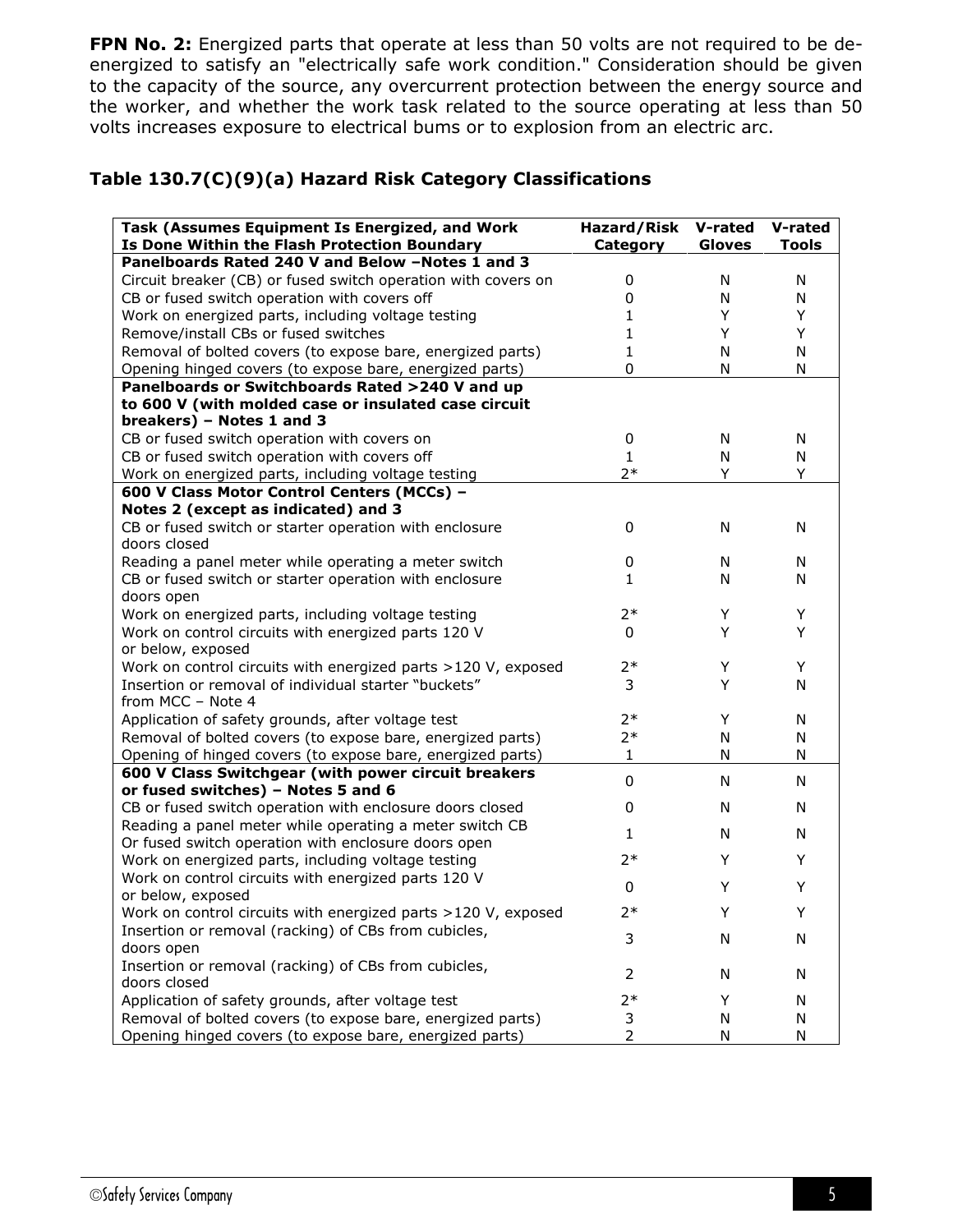**FPN No. 2:** Energized parts that operate at less than 50 volts are not required to be de-energized to satisfy an "electrically safe work condition." Consideration should be given to the capacity of the source, any overcurrent protection between the energy source and the worker, and whether the work task related to the source operating at less than 50 volts increases exposure to electrical bums or to explosion from an electric arc.

### Table 130.7(C)(9)(a) Hazard Risk Category Classifications

| Task (Assumes Equipment Is Energized, and Work Is Done Within the Flash Protection Boundary | Hazard/Risk Category | V-rated Gloves | V-rated Tools |
|---|---|---|---|
| **Panelboards Rated 240 V and Below –Notes 1 and 3** | | | |
| Circuit breaker (CB) or fused switch operation with covers on | 0 | N | N |
| CB or fused switch operation with covers off | 0 | N | N |
| Work on energized parts, including voltage testing | 1 | Y | Y |
| Remove/install CBs or fused switches | 1 | Y | Y |
| Removal of bolted covers (to expose bare, energized parts) | 1 | N | N |
| Opening hinged covers (to expose bare, energized parts) | 0 | N | N |
| **Panelboards or Switchboards Rated >240 V and up to 600 V (with molded case or insulated case circuit breakers) – Notes 1 and 3** | | | |
| CB or fused switch operation with covers on | 0 | N | N |
| CB or fused switch operation with covers off | 1 | N | N |
| Work on energized parts, including voltage testing | 2* | Y | Y |
| **600 V Class Motor Control Centers (MCCs) – Notes 2 (except as indicated) and 3** | | | |
| CB or fused switch or starter operation with enclosure doors closed | 0 | N | N |
| Reading a panel meter while operating a meter switch | 0 | N | N |
| CB or fused switch or starter operation with enclosure doors open | 1 | N | N |
| Work on energized parts, including voltage testing | 2* | Y | Y |
| Work on control circuits with energized parts 120 V or below, exposed | 0 | Y | Y |
| Work on control circuits with energized parts >120 V, exposed | 2* | Y | Y |
| Insertion or removal of individual starter "buckets" from MCC – Note 4 | 3 | Y | N |
| Application of safety grounds, after voltage test | 2* | Y | N |
| Removal of bolted covers (to expose bare, energized parts) | 2* | N | N |
| Opening of hinged covers (to expose bare, energized parts) | 1 | N | N |
| **600 V Class Switchgear (with power circuit breakers or fused switches) – Notes 5 and 6** | 0 | N | N |
| CB or fused switch operation with enclosure doors closed | 0 | N | N |
| Reading a panel meter while operating a meter switch CB Or fused switch operation with enclosure doors open | 1 | N | N |
| Work on energized parts, including voltage testing | 2* | Y | Y |
| Work on control circuits with energized parts 120 V or below, exposed | 0 | Y | Y |
| Work on control circuits with energized parts >120 V, exposed | 2* | Y | Y |
| Insertion or removal (racking) of CBs from cubicles, doors open | 3 | N | N |
| Insertion or removal (racking) of CBs from cubicles, doors closed | 2 | N | N |
| Application of safety grounds, after voltage test | 2* | Y | N |
| Removal of bolted covers (to expose bare, energized parts) | 3 | N | N |
| Opening hinged covers (to expose bare, energized parts) | 2 | N | N |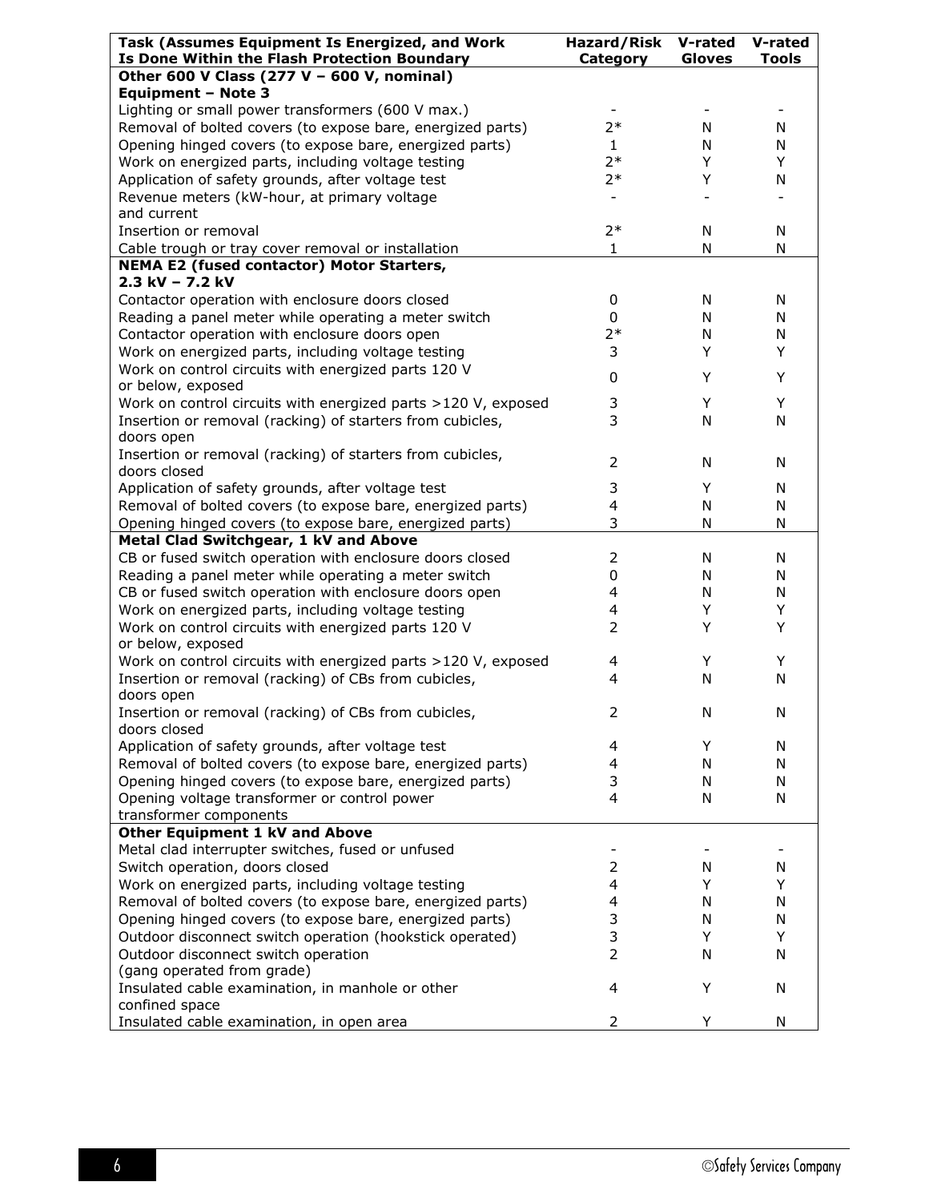| Task (Assumes Equipment Is Energized, and Work Is Done Within the Flash Protection Boundary | Hazard/Risk Category | V-rated Gloves | V-rated Tools |
|---|---|---|---|
| **Other 600 V Class (277 V – 600 V, nominal) Equipment – Note 3** | | | |
| Lighting or small power transformers (600 V max.) | - | - | - |
| Removal of bolted covers (to expose bare, energized parts) | 2* | N | N |
| Opening hinged covers (to expose bare, energized parts) | 1 | N | N |
| Work on energized parts, including voltage testing | 2* | Y | Y |
| Application of safety grounds, after voltage test | 2* | Y | N |
| Revenue meters (kW-hour, at primary voltage and current | - | - | - |
| Insertion or removal | 2* | N | N |
| Cable trough or tray cover removal or installation | 1 | N | N |
| **NEMA E2 (fused contactor) Motor Starters, 2.3 kV – 7.2 kV** | | | |
| Contactor operation with enclosure doors closed | 0 | N | N |
| Reading a panel meter while operating a meter switch | 0 | N | N |
| Contactor operation with enclosure doors open | 2* | N | N |
| Work on energized parts, including voltage testing | 3 | Y | Y |
| Work on control circuits with energized parts 120 V or below, exposed | 0 | Y | Y |
| Work on control circuits with energized parts >120 V, exposed | 3 | Y | Y |
| Insertion or removal (racking) of starters from cubicles, doors open | 3 | N | N |
| Insertion or removal (racking) of starters from cubicles, doors closed | 2 | N | N |
| Application of safety grounds, after voltage test | 3 | Y | N |
| Removal of bolted covers (to expose bare, energized parts) | 4 | N | N |
| Opening hinged covers (to expose bare, energized parts) | 3 | N | N |
| **Metal Clad Switchgear, 1 kV and Above** | | | |
| CB or fused switch operation with enclosure doors closed | 2 | N | N |
| Reading a panel meter while operating a meter switch | 0 | N | N |
| CB or fused switch operation with enclosure doors open | 4 | N | N |
| Work on energized parts, including voltage testing | 4 | Y | Y |
| Work on control circuits with energized parts 120 V or below, exposed | 2 | Y | Y |
| Work on control circuits with energized parts >120 V, exposed | 4 | Y | Y |
| Insertion or removal (racking) of CBs from cubicles, doors open | 4 | N | N |
| Insertion or removal (racking) of CBs from cubicles, doors closed | 2 | N | N |
| Application of safety grounds, after voltage test | 4 | Y | N |
| Removal of bolted covers (to expose bare, energized parts) | 4 | N | N |
| Opening hinged covers (to expose bare, energized parts) | 3 | N | N |
| Opening voltage transformer or control power transformer components | 4 | N | N |
| **Other Equipment 1 kV and Above** | | | |
| Metal clad interrupter switches, fused or unfused | - | - | - |
| Switch operation, doors closed | 2 | N | N |
| Work on energized parts, including voltage testing | 4 | Y | Y |
| Removal of bolted covers (to expose bare, energized parts) | 4 | N | N |
| Opening hinged covers (to expose bare, energized parts) | 3 | N | N |
| Outdoor disconnect switch operation (hookstick operated) | 3 | Y | Y |
| Outdoor disconnect switch operation (gang operated from grade) | 2 | N | N |
| Insulated cable examination, in manhole or other confined space | 4 | Y | N |
| Insulated cable examination, in open area | 2 | Y | N |

©Safety Services Company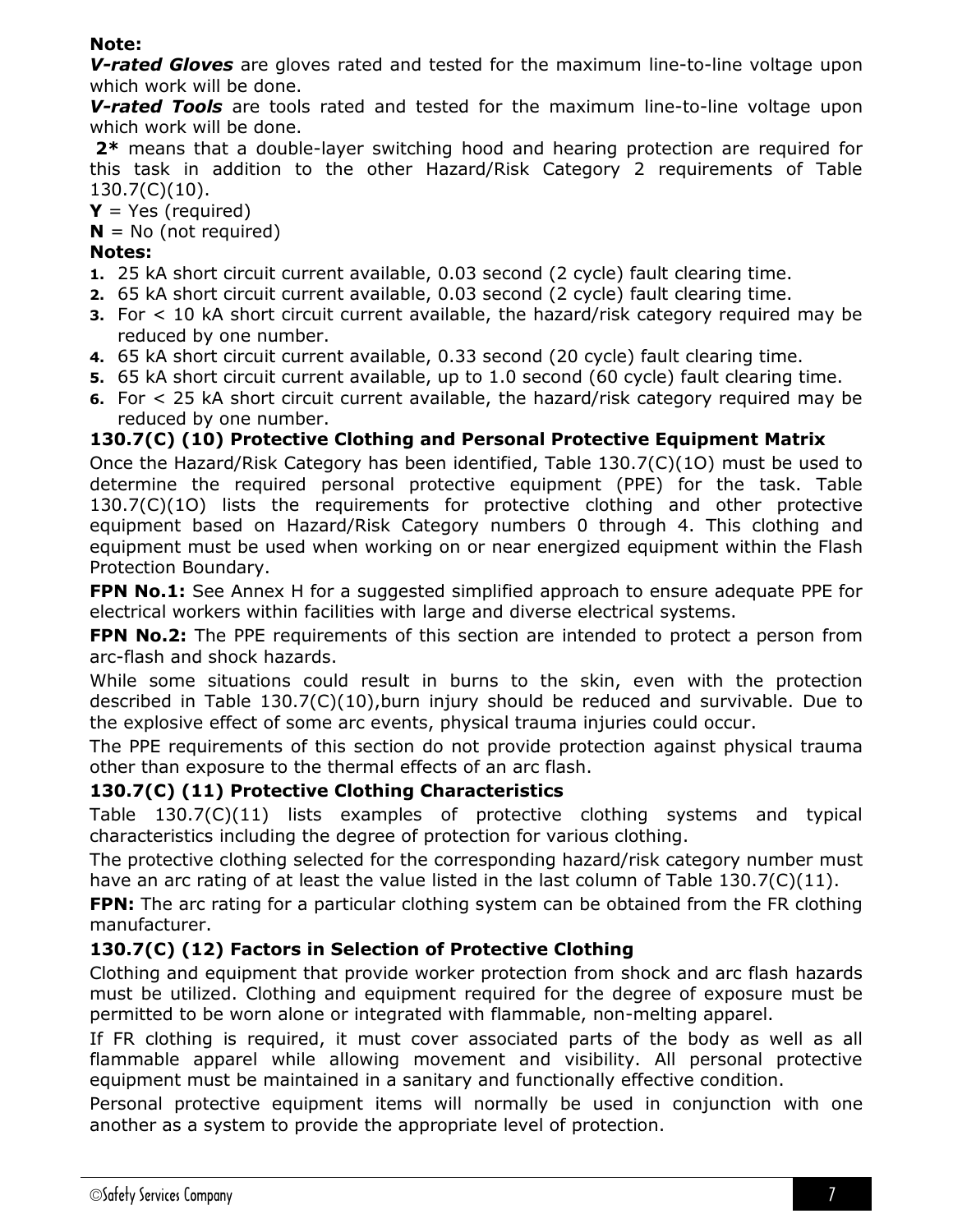**Note:**

***V-rated Gloves*** are gloves rated and tested for the maximum line-to-line voltage upon which work will be done.

***V-rated Tools*** are tools rated and tested for the maximum line-to-line voltage upon which work will be done.

**2*** means that a double-layer switching hood and hearing protection are required for this task in addition to the other Hazard/Risk Category 2 requirements of Table 130.7(C)(10).

**Y** = Yes (required)

**N** = No (not required)

**Notes:**

1. 25 kA short circuit current available, 0.03 second (2 cycle) fault clearing time.
2. 65 kA short circuit current available, 0.03 second (2 cycle) fault clearing time.
3. For < 10 kA short circuit current available, the hazard/risk category required may be reduced by one number.
4. 65 kA short circuit current available, 0.33 second (20 cycle) fault clearing time.
5. 65 kA short circuit current available, up to 1.0 second (60 cycle) fault clearing time.
6. For < 25 kA short circuit current available, the hazard/risk category required may be reduced by one number.

### 130.7(C) (10) Protective Clothing and Personal Protective Equipment Matrix

Once the Hazard/Risk Category has been identified, Table 130.7(C)(1O) must be used to determine the required personal protective equipment (PPE) for the task. Table 130.7(C)(1O) lists the requirements for protective clothing and other protective equipment based on Hazard/Risk Category numbers 0 through 4. This clothing and equipment must be used when working on or near energized equipment within the Flash Protection Boundary.

**FPN No.1:** See Annex H for a suggested simplified approach to ensure adequate PPE for electrical workers within facilities with large and diverse electrical systems.

**FPN No.2:** The PPE requirements of this section are intended to protect a person from arc-flash and shock hazards.

While some situations could result in burns to the skin, even with the protection described in Table 130.7(C)(10),burn injury should be reduced and survivable. Due to the explosive effect of some arc events, physical trauma injuries could occur.

The PPE requirements of this section do not provide protection against physical trauma other than exposure to the thermal effects of an arc flash.

### 130.7(C) (11) Protective Clothing Characteristics

Table 130.7(C)(11) lists examples of protective clothing systems and typical characteristics including the degree of protection for various clothing.

The protective clothing selected for the corresponding hazard/risk category number must have an arc rating of at least the value listed in the last column of Table 130.7(C)(11).

**FPN:** The arc rating for a particular clothing system can be obtained from the FR clothing manufacturer.

### 130.7(C) (12) Factors in Selection of Protective Clothing

Clothing and equipment that provide worker protection from shock and arc flash hazards must be utilized. Clothing and equipment required for the degree of exposure must be permitted to be worn alone or integrated with flammable, non-melting apparel.

If FR clothing is required, it must cover associated parts of the body as well as all flammable apparel while allowing movement and visibility. All personal protective equipment must be maintained in a sanitary and functionally effective condition.

Personal protective equipment items will normally be used in conjunction with one another as a system to provide the appropriate level of protection.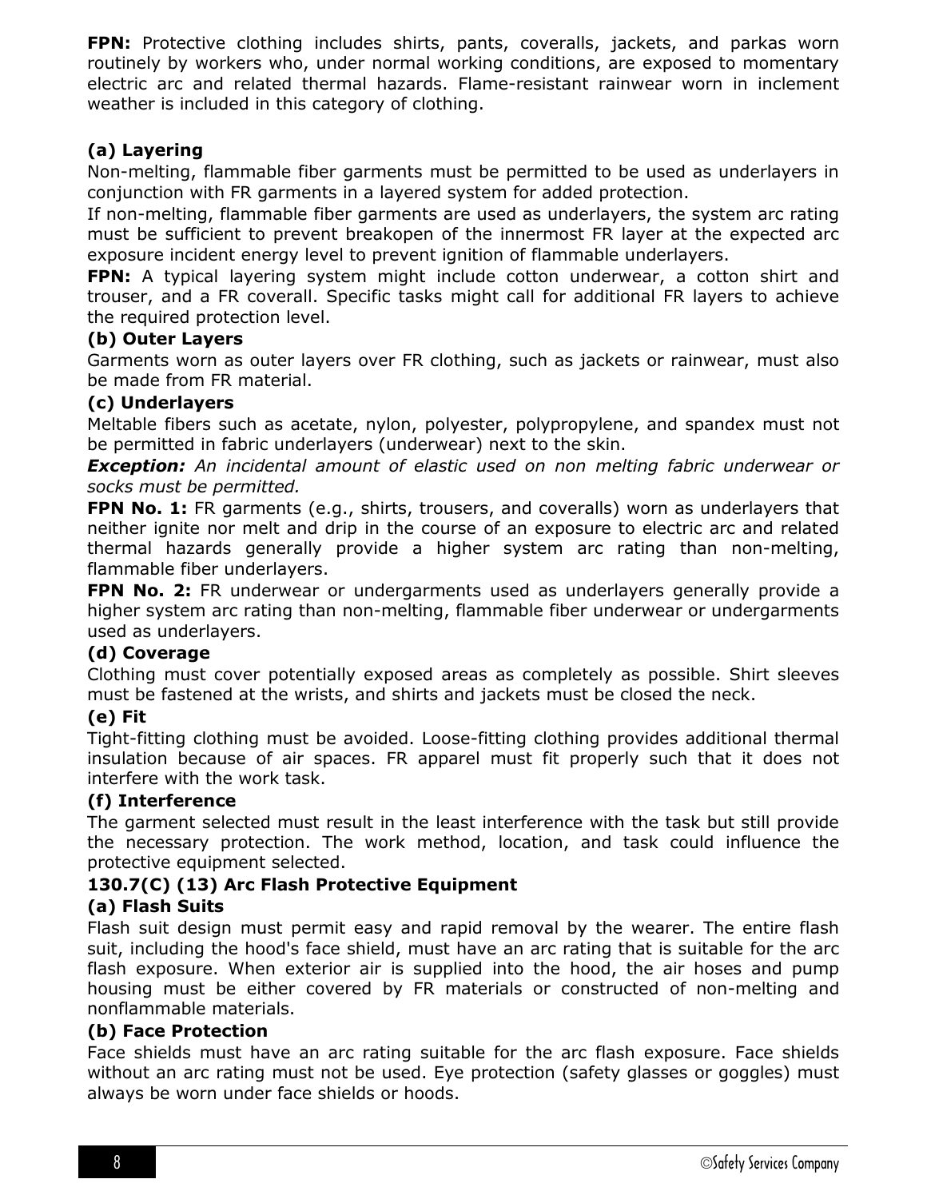**FPN:** Protective clothing includes shirts, pants, coveralls, jackets, and parkas worn routinely by workers who, under normal working conditions, are exposed to momentary electric arc and related thermal hazards. Flame-resistant rainwear worn in inclement weather is included in this category of clothing.

**(a) Layering**

Non-melting, flammable fiber garments must be permitted to be used as underlayers in conjunction with FR garments in a layered system for added protection.

If non-melting, flammable fiber garments are used as underlayers, the system arc rating must be sufficient to prevent breakopen of the innermost FR layer at the expected arc exposure incident energy level to prevent ignition of flammable underlayers.

**FPN:** A typical layering system might include cotton underwear, a cotton shirt and trouser, and a FR coverall. Specific tasks might call for additional FR layers to achieve the required protection level.

**(b) Outer Layers**

Garments worn as outer layers over FR clothing, such as jackets or rainwear, must also be made from FR material.

**(c) Underlayers**

Meltable fibers such as acetate, nylon, polyester, polypropylene, and spandex must not be permitted in fabric underlayers (underwear) next to the skin.

***Exception:*** *An incidental amount of elastic used on non melting fabric underwear or socks must be permitted.*

**FPN No. 1:** FR garments (e.g., shirts, trousers, and coveralls) worn as underlayers that neither ignite nor melt and drip in the course of an exposure to electric arc and related thermal hazards generally provide a higher system arc rating than non-melting, flammable fiber underlayers.

**FPN No. 2:** FR underwear or undergarments used as underlayers generally provide a higher system arc rating than non-melting, flammable fiber underwear or undergarments used as underlayers.

**(d) Coverage**

Clothing must cover potentially exposed areas as completely as possible. Shirt sleeves must be fastened at the wrists, and shirts and jackets must be closed the neck.

**(e) Fit**

Tight-fitting clothing must be avoided. Loose-fitting clothing provides additional thermal insulation because of air spaces. FR apparel must fit properly such that it does not interfere with the work task.

**(f) Interference**

The garment selected must result in the least interference with the task but still provide the necessary protection. The work method, location, and task could influence the protective equipment selected.

**130.7(C) (13) Arc Flash Protective Equipment**

**(a) Flash Suits**

Flash suit design must permit easy and rapid removal by the wearer. The entire flash suit, including the hood's face shield, must have an arc rating that is suitable for the arc flash exposure. When exterior air is supplied into the hood, the air hoses and pump housing must be either covered by FR materials or constructed of non-melting and nonflammable materials.

**(b) Face Protection**

Face shields must have an arc rating suitable for the arc flash exposure. Face shields without an arc rating must not be used. Eye protection (safety glasses or goggles) must always be worn under face shields or hoods.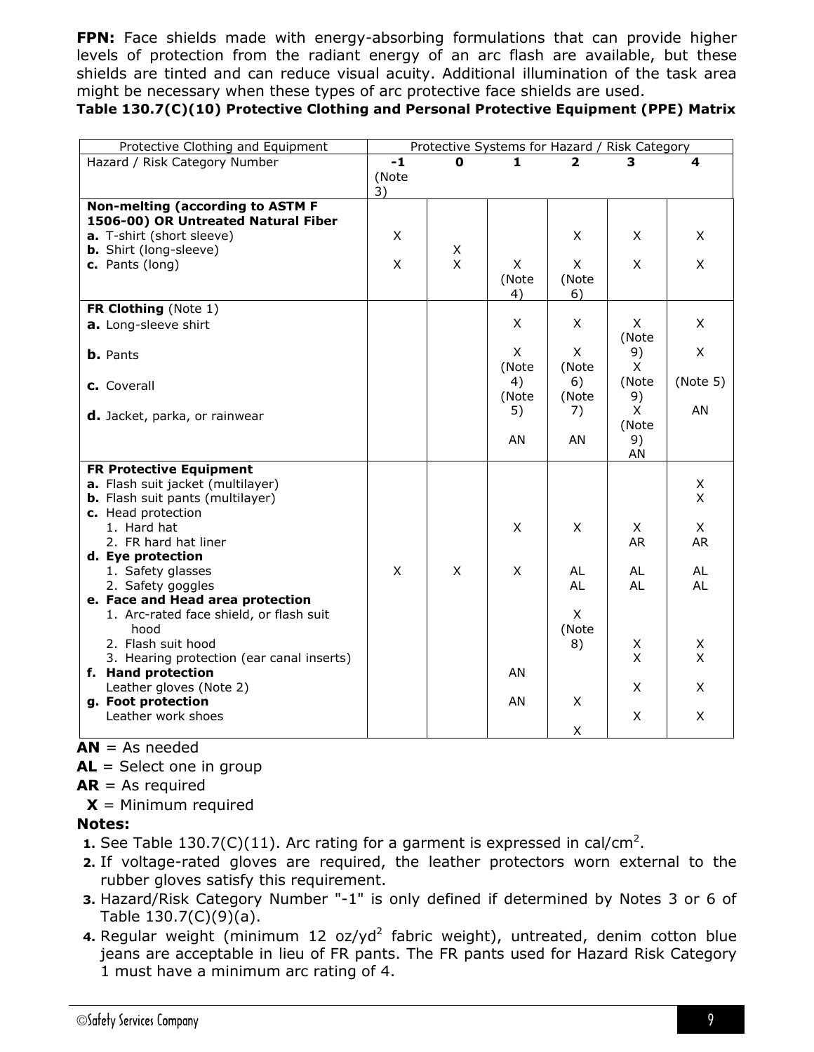**FPN:** Face shields made with energy-absorbing formulations that can provide higher levels of protection from the radiant energy of an arc flash are available, but these shields are tinted and can reduce visual acuity. Additional illumination of the task area might be necessary when these types of arc protective face shields are used.

**Table 130.7(C)(10) Protective Clothing and Personal Protective Equipment (PPE) Matrix**

| Protective Clothing and Equipment | Protective Systems for Hazard / Risk Category | | | | | |
|---|---|---|---|---|---|---|
| Hazard / Risk Category Number | **-1** (Note 3) | **0** | **1** | **2** | **3** | **4** |
| **Non-melting (according to ASTM F 1506-00) OR Untreated Natural Fiber** | | | | | | |
| **a.** T-shirt (short sleeve) | X | | | X | X | X |
| **b.** Shirt (long-sleeve) | | X | | | | |
| **c.** Pants (long) | X | X | X (Note 4) | X (Note 6) | X | X |
| **FR Clothing** (Note 1) | | | | | | |
| **a.** Long-sleeve shirt | | | X | X | X (Note 9) | X |
| **b.** Pants | | | X (Note 4) | X (Note 6) | X (Note 9) | X |
| **c.** Coverall | | | (Note 5) | (Note 7) | X (Note 9) | (Note 5) |
| **d.** Jacket, parka, or rainwear | | | AN | AN | AN | AN |
| **FR Protective Equipment** | | | | | | |
| **a.** Flash suit jacket (multilayer) | | | | | | X |
| **b.** Flash suit pants (multilayer) | | | | | | X |
| **c.** Head protection | | | | | | |
| 1. Hard hat | | | X | X | X | X |
| 2. FR hard hat liner | | | | | AR | AR |
| **d. Eye protection** | | | | | | |
| 1. Safety glasses | X | X | X | AL | AL | AL |
| 2. Safety goggles | | | | AL | AL | AL |
| **e. Face and Head area protection** | | | | | | |
| 1. Arc-rated face shield, or flash suit hood | | | | X (Note 8) | | |
| 2. Flash suit hood | | | | | X | X |
| 3. Hearing protection (ear canal inserts) | | | | | X | X |
| **f. Hand protection** | | | | | | |
| Leather gloves (Note 2) | | | AN | X | X | X |
| **g. Foot protection** | | | | | | |
| Leather work shoes | | | AN | X | X | X |

**AN** = As needed
**AL** = Select one in group
**AR** = As required
**X** = Minimum required

**Notes:**

1. See Table 130.7(C)(11). Arc rating for a garment is expressed in cal/cm$^2$.
2. If voltage-rated gloves are required, the leather protectors worn external to the rubber gloves satisfy this requirement.
3. Hazard/Risk Category Number "-1" is only defined if determined by Notes 3 or 6 of Table 130.7(C)(9)(a).
4. Regular weight (minimum 12 oz/yd$^2$ fabric weight), untreated, denim cotton blue jeans are acceptable in lieu of FR pants. The FR pants used for Hazard Risk Category 1 must have a minimum arc rating of 4.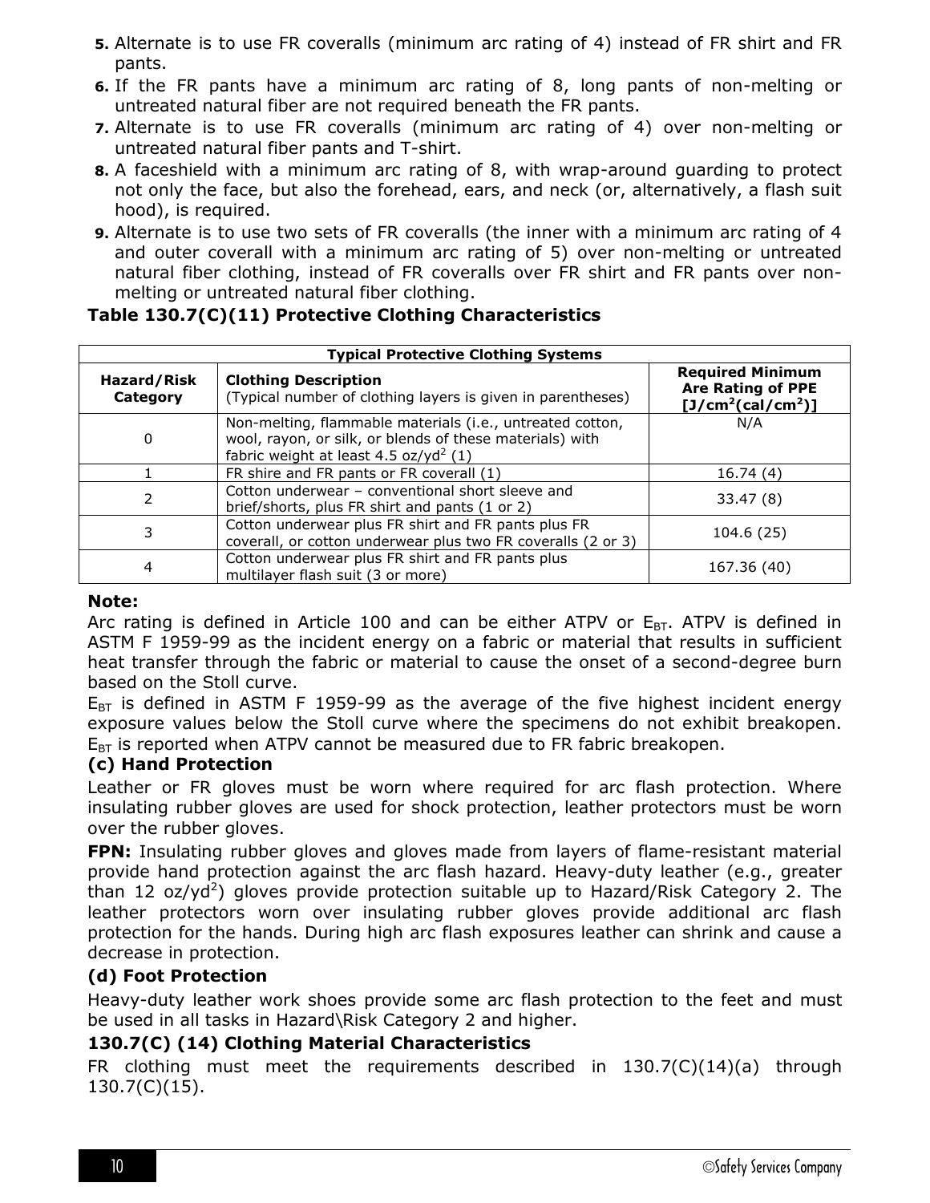5. Alternate is to use FR coveralls (minimum arc rating of 4) instead of FR shirt and FR pants.
6. If the FR pants have a minimum arc rating of 8, long pants of non-melting or untreated natural fiber are not required beneath the FR pants.
7. Alternate is to use FR coveralls (minimum arc rating of 4) over non-melting or untreated natural fiber pants and T-shirt.
8. A faceshield with a minimum arc rating of 8, with wrap-around guarding to protect not only the face, but also the forehead, ears, and neck (or, alternatively, a flash suit hood), is required.
9. Alternate is to use two sets of FR coveralls (the inner with a minimum arc rating of 4 and outer coverall with a minimum arc rating of 5) over non-melting or untreated natural fiber clothing, instead of FR coveralls over FR shirt and FR pants over non-melting or untreated natural fiber clothing.

**Table 130.7(C)(11) Protective Clothing Characteristics**

| Typical Protective Clothing Systems | | |
|---|---|---|
| **Hazard/Risk Category** | **Clothing Description** (Typical number of clothing layers is given in parentheses) | **Required Minimum Are Rating of PPE [$J/cm^2$($cal/cm^2$)]** |
| 0 | Non-melting, flammable materials (i.e., untreated cotton, wool, rayon, or silk, or blends of these materials) with fabric weight at least 4.5 $oz/yd^2$ (1) | N/A |
| 1 | FR shire and FR pants or FR coverall (1) | 16.74 (4) |
| 2 | Cotton underwear – conventional short sleeve and brief/shorts, plus FR shirt and pants (1 or 2) | 33.47 (8) |
| 3 | Cotton underwear plus FR shirt and FR pants plus FR coverall, or cotton underwear plus two FR coveralls (2 or 3) | 104.6 (25) |
| 4 | Cotton underwear plus FR shirt and FR pants plus multilayer flash suit (3 or more) | 167.36 (40) |

**Note:**

Arc rating is defined in Article 100 and can be either ATPV or $E_{BT}$. ATPV is defined in ASTM F 1959-99 as the incident energy on a fabric or material that results in sufficient heat transfer through the fabric or material to cause the onset of a second-degree burn based on the Stoll curve.

$E_{BT}$ is defined in ASTM F 1959-99 as the average of the five highest incident energy exposure values below the Stoll curve where the specimens do not exhibit breakopen. $E_{BT}$ is reported when ATPV cannot be measured due to FR fabric breakopen.

### (c) Hand Protection

Leather or FR gloves must be worn where required for arc flash protection. Where insulating rubber gloves are used for shock protection, leather protectors must be worn over the rubber gloves.

**FPN:** Insulating rubber gloves and gloves made from layers of flame-resistant material provide hand protection against the arc flash hazard. Heavy-duty leather (e.g., greater than 12 $oz/yd^2$) gloves provide protection suitable up to Hazard/Risk Category 2. The leather protectors worn over insulating rubber gloves provide additional arc flash protection for the hands. During high arc flash exposures leather can shrink and cause a decrease in protection.

### (d) Foot Protection

Heavy-duty leather work shoes provide some arc flash protection to the feet and must be used in all tasks in Hazard\Risk Category 2 and higher.

### 130.7(C) (14) Clothing Material Characteristics

FR clothing must meet the requirements described in 130.7(C)(14)(a) through 130.7(C)(15).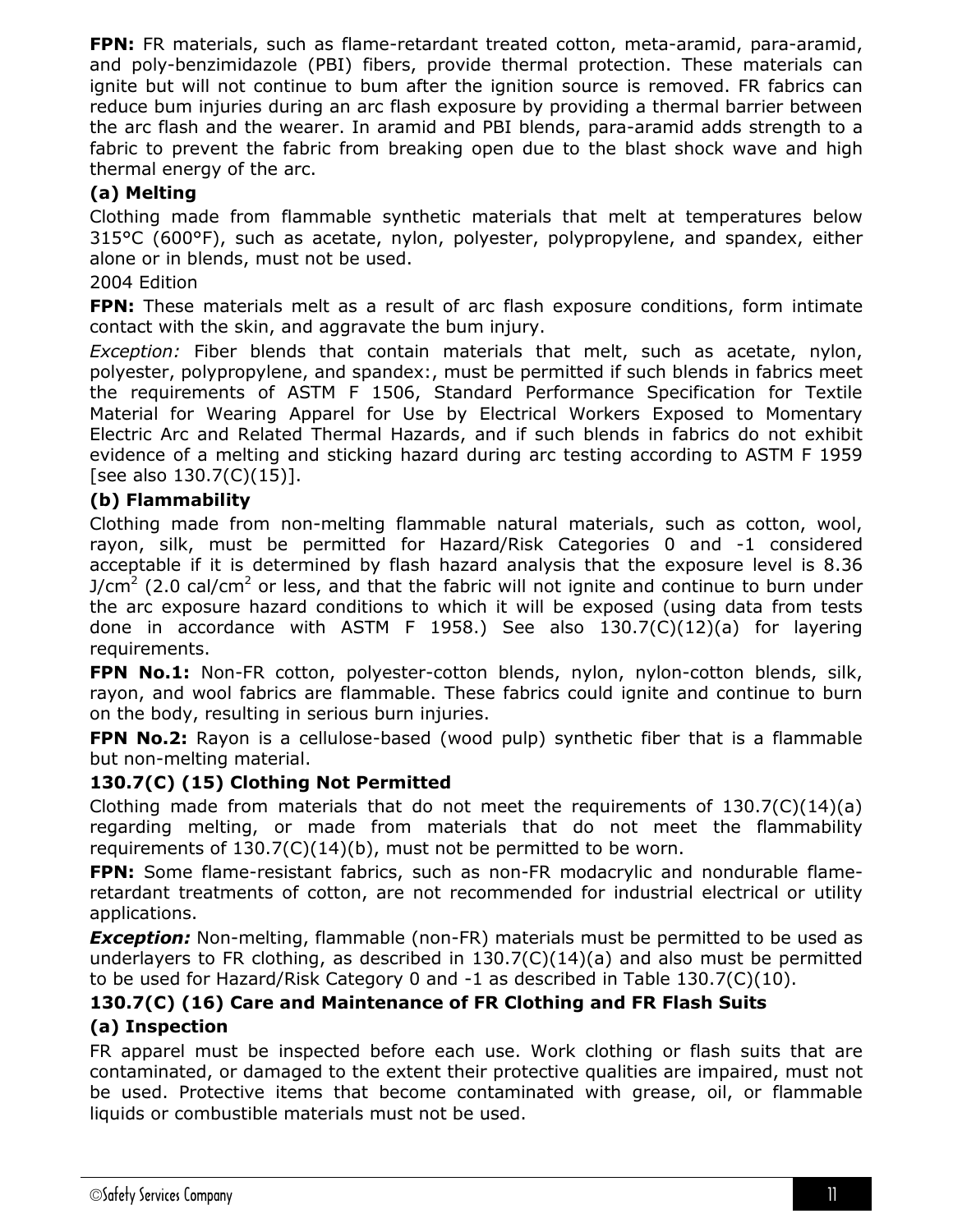**FPN:** FR materials, such as flame-retardant treated cotton, meta-aramid, para-aramid, and poly-benzimidazole (PBI) fibers, provide thermal protection. These materials can ignite but will not continue to bum after the ignition source is removed. FR fabrics can reduce bum injuries during an arc flash exposure by providing a thermal barrier between the arc flash and the wearer. In aramid and PBI blends, para-aramid adds strength to a fabric to prevent the fabric from breaking open due to the blast shock wave and high thermal energy of the arc.

**(a) Melting**

Clothing made from flammable synthetic materials that melt at temperatures below 315°C (600°F), such as acetate, nylon, polyester, polypropylene, and spandex, either alone or in blends, must not be used.

2004 Edition

**FPN:** These materials melt as a result of arc flash exposure conditions, form intimate contact with the skin, and aggravate the bum injury.

*Exception:* Fiber blends that contain materials that melt, such as acetate, nylon, polyester, polypropylene, and spandex:, must be permitted if such blends in fabrics meet the requirements of ASTM F 1506, Standard Performance Specification for Textile Material for Wearing Apparel for Use by Electrical Workers Exposed to Momentary Electric Arc and Related Thermal Hazards, and if such blends in fabrics do not exhibit evidence of a melting and sticking hazard during arc testing according to ASTM F 1959 [see also 130.7(C)(15)].

**(b) Flammability**

Clothing made from non-melting flammable natural materials, such as cotton, wool, rayon, silk, must be permitted for Hazard/Risk Categories 0 and -1 considered acceptable if it is determined by flash hazard analysis that the exposure level is 8.36 J/cm$^2$ (2.0 cal/cm$^2$ or less, and that the fabric will not ignite and continue to burn under the arc exposure hazard conditions to which it will be exposed (using data from tests done in accordance with ASTM F 1958.) See also 130.7(C)(12)(a) for layering requirements.

**FPN No.1:** Non-FR cotton, polyester-cotton blends, nylon, nylon-cotton blends, silk, rayon, and wool fabrics are flammable. These fabrics could ignite and continue to burn on the body, resulting in serious burn injuries.

**FPN No.2:** Rayon is a cellulose-based (wood pulp) synthetic fiber that is a flammable but non-melting material.

**130.7(C) (15) Clothing Not Permitted**

Clothing made from materials that do not meet the requirements of 130.7(C)(14)(a) regarding melting, or made from materials that do not meet the flammability requirements of 130.7(C)(14)(b), must not be permitted to be worn.

**FPN:** Some flame-resistant fabrics, such as non-FR modacrylic and nondurable flame-retardant treatments of cotton, are not recommended for industrial electrical or utility applications.

***Exception:*** Non-melting, flammable (non-FR) materials must be permitted to be used as underlayers to FR clothing, as described in 130.7(C)(14)(a) and also must be permitted to be used for Hazard/Risk Category 0 and -1 as described in Table 130.7(C)(10).

**130.7(C) (16) Care and Maintenance of FR Clothing and FR Flash Suits**

**(a) Inspection**

FR apparel must be inspected before each use. Work clothing or flash suits that are contaminated, or damaged to the extent their protective qualities are impaired, must not be used. Protective items that become contaminated with grease, oil, or flammable liquids or combustible materials must not be used.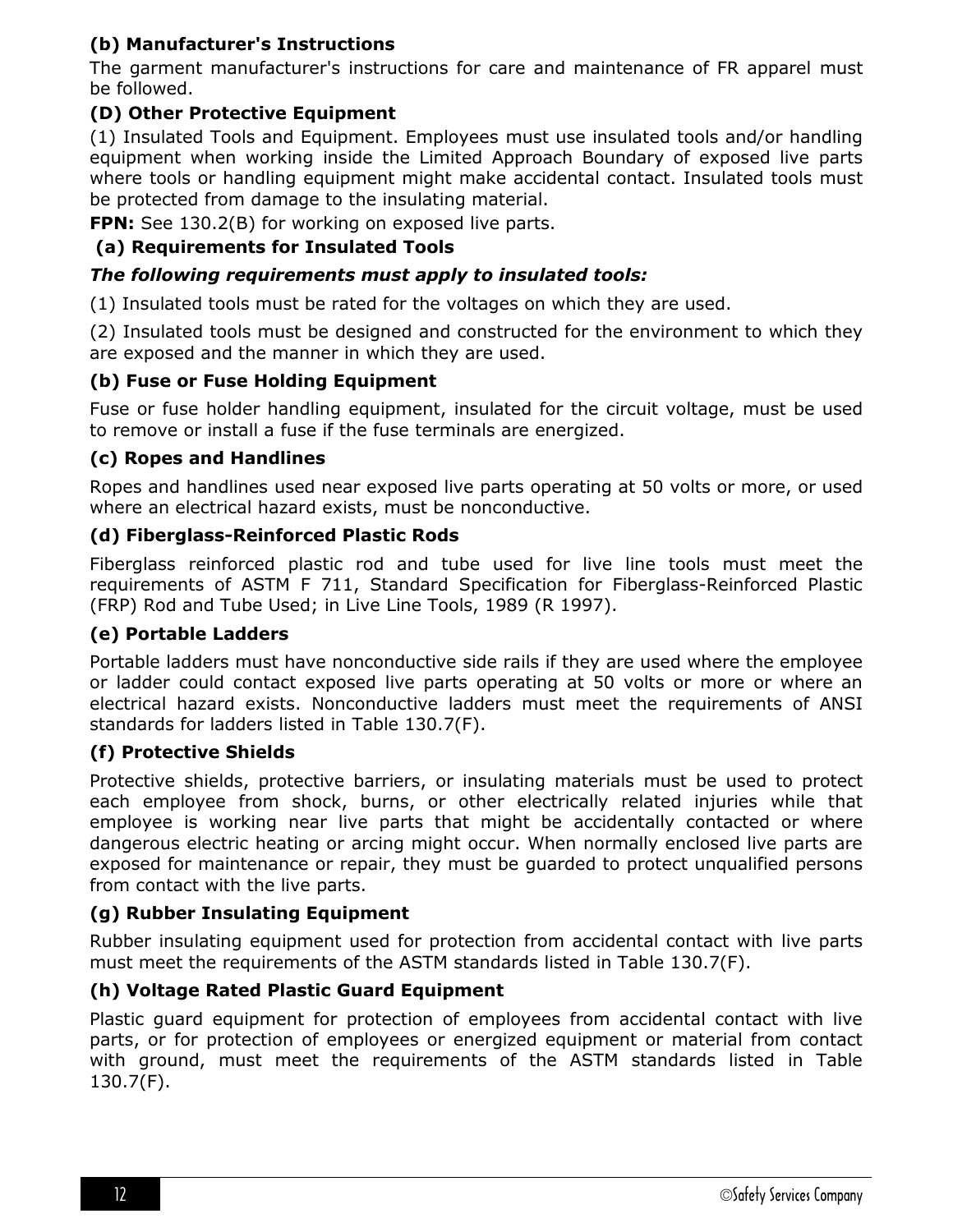#### (b) Manufacturer's Instructions

The garment manufacturer's instructions for care and maintenance of FR apparel must be followed.

### (D) Other Protective Equipment

(1) Insulated Tools and Equipment. Employees must use insulated tools and/or handling equipment when working inside the Limited Approach Boundary of exposed live parts where tools or handling equipment might make accidental contact. Insulated tools must be protected from damage to the insulating material.

**FPN:** See 130.2(B) for working on exposed live parts.

#### (a) Requirements for Insulated Tools

***The following requirements must apply to insulated tools:***

(1) Insulated tools must be rated for the voltages on which they are used.

(2) Insulated tools must be designed and constructed for the environment to which they are exposed and the manner in which they are used.

#### (b) Fuse or Fuse Holding Equipment

Fuse or fuse holder handling equipment, insulated for the circuit voltage, must be used to remove or install a fuse if the fuse terminals are energized.

#### (c) Ropes and Handlines

Ropes and handlines used near exposed live parts operating at 50 volts or more, or used where an electrical hazard exists, must be nonconductive.

#### (d) Fiberglass-Reinforced Plastic Rods

Fiberglass reinforced plastic rod and tube used for live line tools must meet the requirements of ASTM F 711, Standard Specification for Fiberglass-Reinforced Plastic (FRP) Rod and Tube Used; in Live Line Tools, 1989 (R 1997).

#### (e) Portable Ladders

Portable ladders must have nonconductive side rails if they are used where the employee or ladder could contact exposed live parts operating at 50 volts or more or where an electrical hazard exists. Nonconductive ladders must meet the requirements of ANSI standards for ladders listed in Table 130.7(F).

#### (f) Protective Shields

Protective shields, protective barriers, or insulating materials must be used to protect each employee from shock, burns, or other electrically related injuries while that employee is working near live parts that might be accidentally contacted or where dangerous electric heating or arcing might occur. When normally enclosed live parts are exposed for maintenance or repair, they must be guarded to protect unqualified persons from contact with the live parts.

#### (g) Rubber Insulating Equipment

Rubber insulating equipment used for protection from accidental contact with live parts must meet the requirements of the ASTM standards listed in Table 130.7(F).

#### (h) Voltage Rated Plastic Guard Equipment

Plastic guard equipment for protection of employees from accidental contact with live parts, or for protection of employees or energized equipment or material from contact with ground, must meet the requirements of the ASTM standards listed in Table 130.7(F).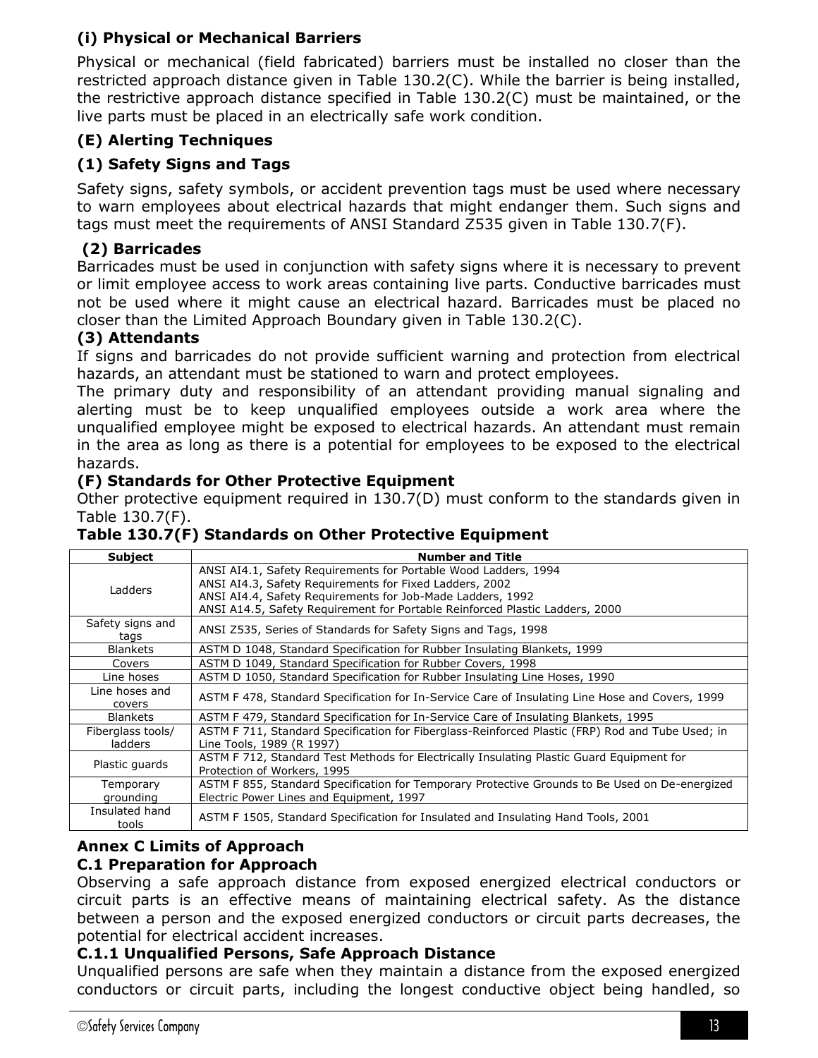### (i) Physical or Mechanical Barriers

Physical or mechanical (field fabricated) barriers must be installed no closer than the restricted approach distance given in Table 130.2(C). While the barrier is being installed, the restrictive approach distance specified in Table 130.2(C) must be maintained, or the live parts must be placed in an electrically safe work condition.

### (E) Alerting Techniques

### (1) Safety Signs and Tags

Safety signs, safety symbols, or accident prevention tags must be used where necessary to warn employees about electrical hazards that might endanger them. Such signs and tags must meet the requirements of ANSI Standard Z535 given in Table 130.7(F).

### (2) Barricades

Barricades must be used in conjunction with safety signs where it is necessary to prevent or limit employee access to work areas containing live parts. Conductive barricades must not be used where it might cause an electrical hazard. Barricades must be placed no closer than the Limited Approach Boundary given in Table 130.2(C).

### (3) Attendants

If signs and barricades do not provide sufficient warning and protection from electrical hazards, an attendant must be stationed to warn and protect employees.

The primary duty and responsibility of an attendant providing manual signaling and alerting must be to keep unqualified employees outside a work area where the unqualified employee might be exposed to electrical hazards. An attendant must remain in the area as long as there is a potential for employees to be exposed to the electrical hazards.

### (F) Standards for Other Protective Equipment

Other protective equipment required in 130.7(D) must conform to the standards given in Table 130.7(F).

**Table 130.7(F) Standards on Other Protective Equipment**

| Subject | Number and Title |
|---|---|
| Ladders | ANSI AI4.1, Safety Requirements for Portable Wood Ladders, 1994<br>ANSI AI4.3, Safety Requirements for Fixed Ladders, 2002<br>ANSI AI4.4, Safety Requirements for Job-Made Ladders, 1992<br>ANSI A14.5, Safety Requirement for Portable Reinforced Plastic Ladders, 2000 |
| Safety signs and tags | ANSI Z535, Series of Standards for Safety Signs and Tags, 1998 |
| Blankets | ASTM D 1048, Standard Specification for Rubber Insulating Blankets, 1999 |
| Covers | ASTM D 1049, Standard Specification for Rubber Covers, 1998 |
| Line hoses | ASTM D 1050, Standard Specification for Rubber Insulating Line Hoses, 1990 |
| Line hoses and covers | ASTM F 478, Standard Specification for In-Service Care of Insulating Line Hose and Covers, 1999 |
| Blankets | ASTM F 479, Standard Specification for In-Service Care of Insulating Blankets, 1995 |
| Fiberglass tools/ ladders | ASTM F 711, Standard Specification for Fiberglass-Reinforced Plastic (FRP) Rod and Tube Used; in Line Tools, 1989 (R 1997) |
| Plastic guards | ASTM F 712, Standard Test Methods for Electrically Insulating Plastic Guard Equipment for Protection of Workers, 1995 |
| Temporary grounding | ASTM F 855, Standard Specification for Temporary Protective Grounds to Be Used on De-energized Electric Power Lines and Equipment, 1997 |
| Insulated hand tools | ASTM F 1505, Standard Specification for Insulated and Insulating Hand Tools, 2001 |

## Annex C Limits of Approach

### C.1 Preparation for Approach

Observing a safe approach distance from exposed energized electrical conductors or circuit parts is an effective means of maintaining electrical safety. As the distance between a person and the exposed energized conductors or circuit parts decreases, the potential for electrical accident increases.

### C.1.1 Unqualified Persons, Safe Approach Distance

Unqualified persons are safe when they maintain a distance from the exposed energized conductors or circuit parts, including the longest conductive object being handled, so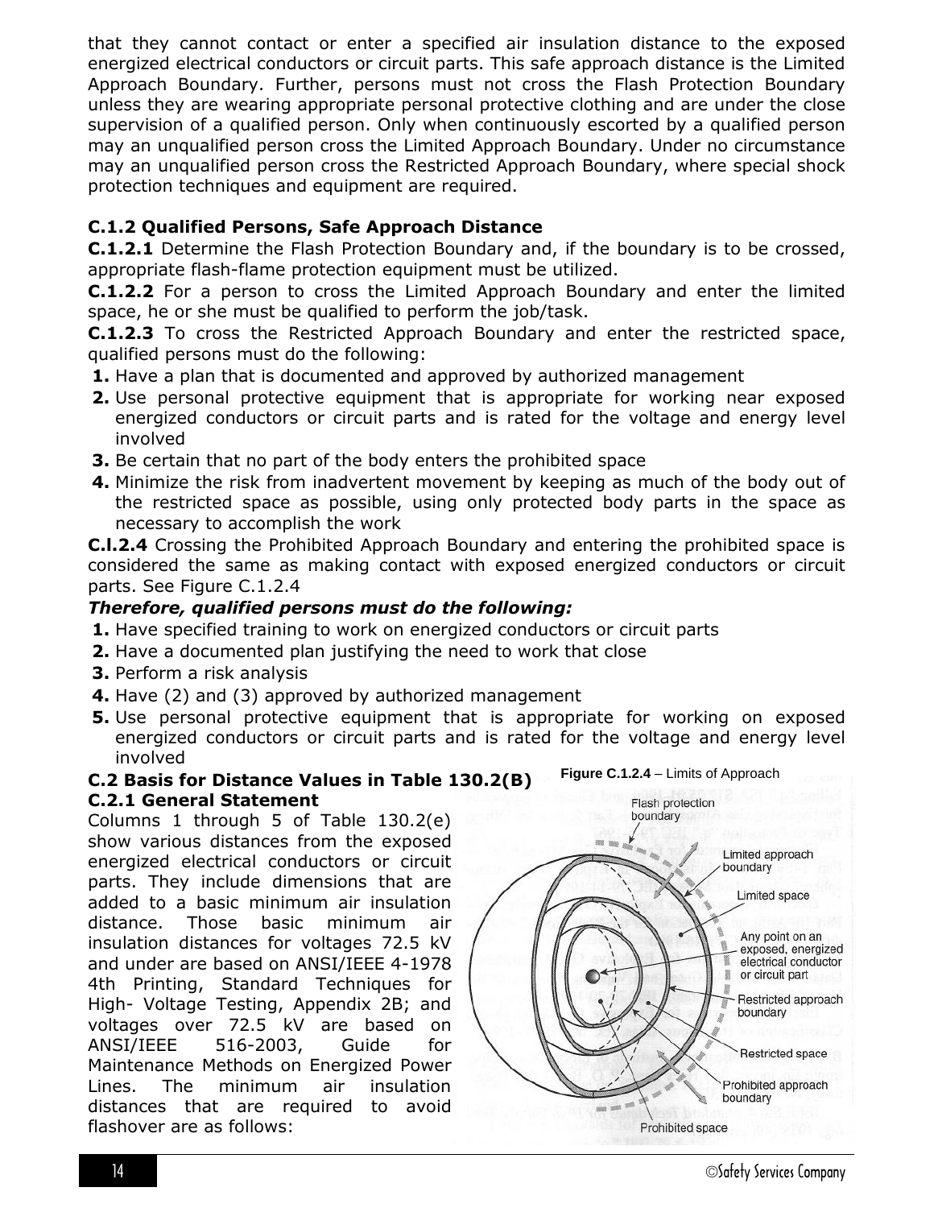that they cannot contact or enter a specified air insulation distance to the exposed energized electrical conductors or circuit parts. This safe approach distance is the Limited Approach Boundary. Further, persons must not cross the Flash Protection Boundary unless they are wearing appropriate personal protective clothing and are under the close supervision of a qualified person. Only when continuously escorted by a qualified person may an unqualified person cross the Limited Approach Boundary. Under no circumstance may an unqualified person cross the Restricted Approach Boundary, where special shock protection techniques and equipment are required.

### C.1.2 Qualified Persons, Safe Approach Distance

**C.1.2.1** Determine the Flash Protection Boundary and, if the boundary is to be crossed, appropriate flash-flame protection equipment must be utilized.

**C.1.2.2** For a person to cross the Limited Approach Boundary and enter the limited space, he or she must be qualified to perform the job/task.

**C.1.2.3** To cross the Restricted Approach Boundary and enter the restricted space, qualified persons must do the following:

1. Have a plan that is documented and approved by authorized management
2. Use personal protective equipment that is appropriate for working near exposed energized conductors or circuit parts and is rated for the voltage and energy level involved
3. Be certain that no part of the body enters the prohibited space
4. Minimize the risk from inadvertent movement by keeping as much of the body out of the restricted space as possible, using only protected body parts in the space as necessary to accomplish the work

**C.l.2.4** Crossing the Prohibited Approach Boundary and entering the prohibited space is considered the same as making contact with exposed energized conductors or circuit parts. See Figure C.1.2.4

***Therefore, qualified persons must do the following:***

1. Have specified training to work on energized conductors or circuit parts
2. Have a documented plan justifying the need to work that close
3. Perform a risk analysis
4. Have (2) and (3) approved by authorized management
5. Use personal protective equipment that is appropriate for working on exposed energized conductors or circuit parts and is rated for the voltage and energy level involved

### C.2 Basis for Distance Values in Table 130.2(B)

### C.2.1 General Statement

Columns 1 through 5 of Table 130.2(e) show various distances from the exposed energized electrical conductors or circuit parts. They include dimensions that are added to a basic minimum air insulation distance. Those basic minimum air insulation distances for voltages 72.5 kV and under are based on ANSI/IEEE 4-1978 4th Printing, Standard Techniques for High- Voltage Testing, Appendix 2B; and voltages over 72.5 kV are based on ANSI/IEEE 516-2003, Guide for Maintenance Methods on Energized Power Lines. The minimum air insulation distances that are required to avoid flashover are as follows:

**Figure C.1.2.4** – Limits of Approach

Flash protection boundary
Limited approach boundary
Limited space
Any point on an exposed, energized electrical conductor or circuit part
Restricted approach boundary
Restricted space
Prohibited approach boundary
Prohibited space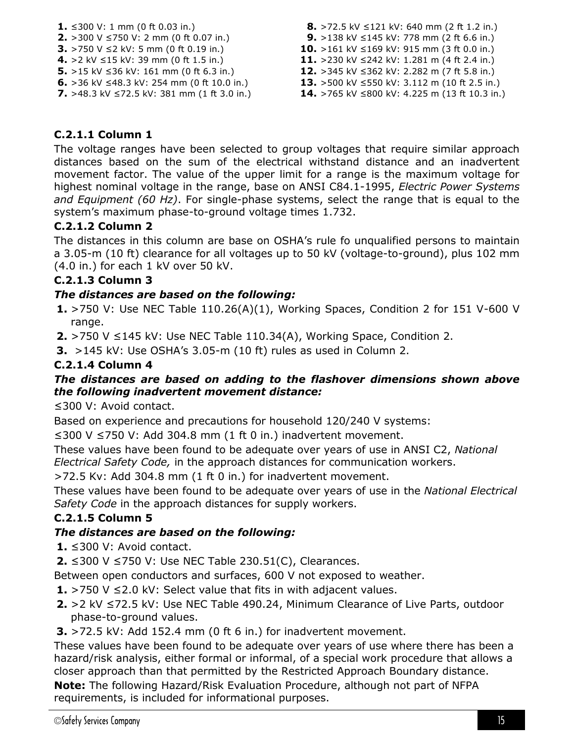1. ≤300 V: 1 mm (0 ft 0.03 in.)
2. >300 V ≤750 V: 2 mm (0 ft 0.07 in.)
3. >750 V ≤2 kV: 5 mm (0 ft 0.19 in.)
4. >2 kV ≤15 kV: 39 mm (0 ft 1.5 in.)
5. >15 kV ≤36 kV: 161 mm (0 ft 6.3 in.)
6. >36 kV ≤48.3 kV: 254 mm (0 ft 10.0 in.)
7. >48.3 kV ≤72.5 kV: 381 mm (1 ft 3.0 in.)
8. >72.5 kV ≤121 kV: 640 mm (2 ft 1.2 in.)
9. >138 kV ≤145 kV: 778 mm (2 ft 6.6 in.)
10. >161 kV ≤169 kV: 915 mm (3 ft 0.0 in.)
11. >230 kV ≤242 kV: 1.281 m (4 ft 2.4 in.)
12. >345 kV ≤362 kV: 2.282 m (7 ft 5.8 in.)
13. >500 kV ≤550 kV: 3.112 m (10 ft 2.5 in.)
14. >765 kV ≤800 kV: 4.225 m (13 ft 10.3 in.)

### C.2.1.1 Column 1

The voltage ranges have been selected to group voltages that require similar approach distances based on the sum of the electrical withstand distance and an inadvertent movement factor. The value of the upper limit for a range is the maximum voltage for highest nominal voltage in the range, base on ANSI C84.1-1995, *Electric Power Systems and Equipment (60 Hz)*. For single-phase systems, select the range that is equal to the system's maximum phase-to-ground voltage times 1.732.

### C.2.1.2 Column 2

The distances in this column are base on OSHA's rule fo unqualified persons to maintain a 3.05-m (10 ft) clearance for all voltages up to 50 kV (voltage-to-ground), plus 102 mm (4.0 in.) for each 1 kV over 50 kV.

### C.2.1.3 Column 3

***The distances are based on the following:***

1. >750 V: Use NEC Table 110.26(A)(1), Working Spaces, Condition 2 for 151 V-600 V range.
2. >750 V ≤145 kV: Use NEC Table 110.34(A), Working Space, Condition 2.
3. >145 kV: Use OSHA's 3.05-m (10 ft) rules as used in Column 2.

### C.2.1.4 Column 4

***The distances are based on adding to the flashover dimensions shown above the following inadvertent movement distance:***

≤300 V: Avoid contact.

Based on experience and precautions for household 120/240 V systems:

≤300 V ≤750 V: Add 304.8 mm (1 ft 0 in.) inadvertent movement.

These values have been found to be adequate over years of use in ANSI C2, *National Electrical Safety Code,* in the approach distances for communication workers.

>72.5 Kv: Add 304.8 mm (1 ft 0 in.) for inadvertent movement.

These values have been found to be adequate over years of use in the *National Electrical Safety Code* in the approach distances for supply workers.

### C.2.1.5 Column 5

***The distances are based on the following:***

1. ≤300 V: Avoid contact.
2. ≤300 V ≤750 V: Use NEC Table 230.51(C), Clearances.

Between open conductors and surfaces, 600 V not exposed to weather.

1. >750 V ≤2.0 kV: Select value that fits in with adjacent values.
2. >2 kV ≤72.5 kV: Use NEC Table 490.24, Minimum Clearance of Live Parts, outdoor phase-to-ground values.
3. >72.5 kV: Add 152.4 mm (0 ft 6 in.) for inadvertent movement.

These values have been found to be adequate over years of use where there has been a hazard/risk analysis, either formal or informal, of a special work procedure that allows a closer approach than that permitted by the Restricted Approach Boundary distance.

**Note:** The following Hazard/Risk Evaluation Procedure, although not part of NFPA requirements, is included for informational purposes.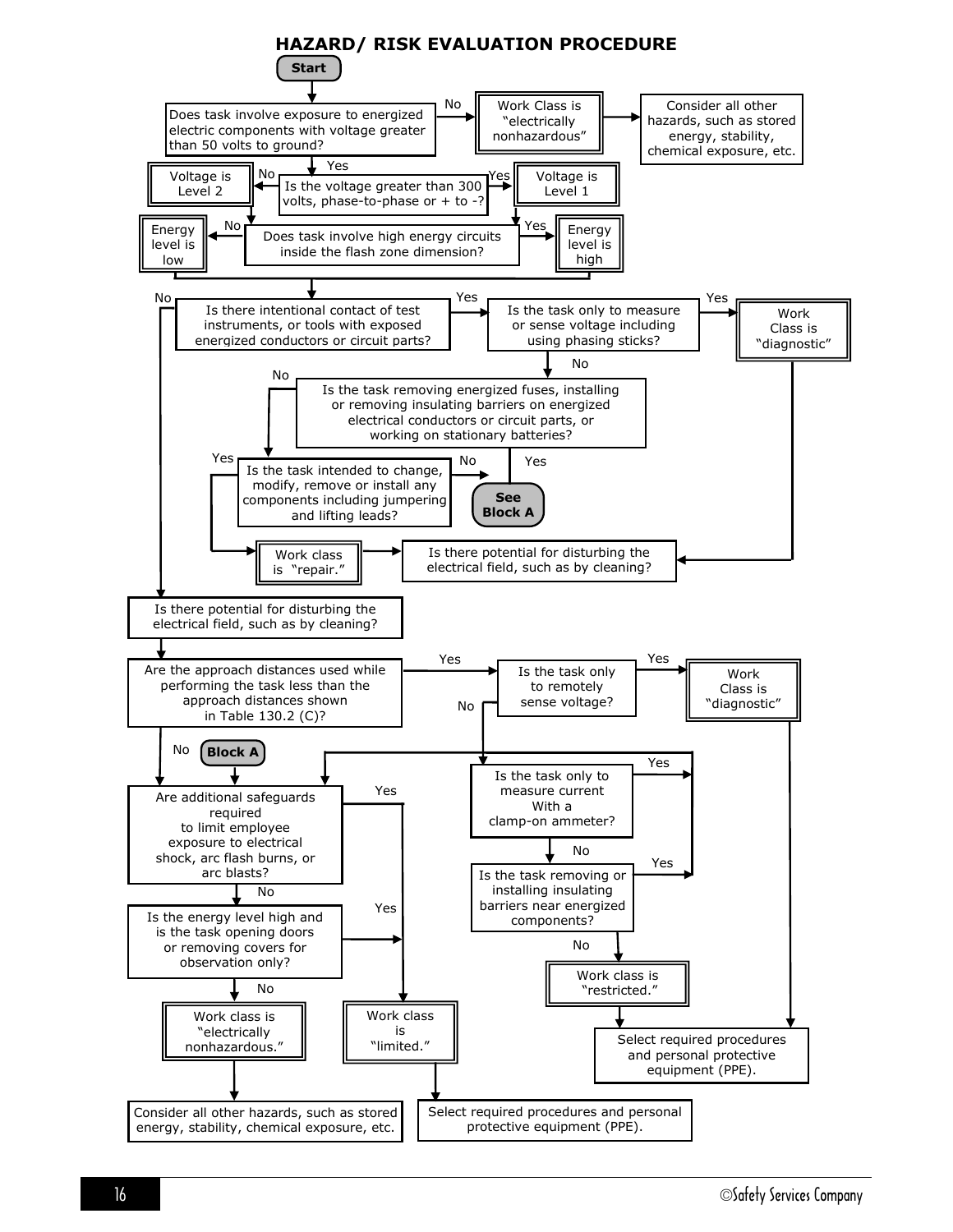## HAZARD/ RISK EVALUATION PROCEDURE

Start

Does task involve exposure to energized electric components with voltage greater than 50 volts to ground?

No

Work Class is "electrically nonhazardous"

Consider all other hazards, such as stored energy, stability, chemical exposure, etc.

Yes

Voltage is Level 2

No

Is the voltage greater than 300 volts, phase-to-phase or + to -?

Yes

Voltage is Level 1

Energy level is low

No

Does task involve high energy circuits inside the flash zone dimension?

Yes

Energy level is high

No

Is there intentional contact of test instruments, or tools with exposed energized conductors or circuit parts?

Yes

Is the task only to measure or sense voltage including using phasing sticks?

Yes

Work Class is "diagnostic"

No

Is the task removing energized fuses, installing or removing insulating barriers on energized electrical conductors or circuit parts, or working on stationary batteries?

No

Yes

Is the task intended to change, modify, remove or install any components including jumpering and lifting leads?

No

Yes

See Block A

Work class is "repair."

Is there potential for disturbing the electrical field, such as by cleaning?

Is there potential for disturbing the electrical field, such as by cleaning?

Are the approach distances used while performing the task less than the approach distances shown in Table 130.2 (C)?

Yes

Is the task only to remotely sense voltage?

Yes

Work Class is "diagnostic"

No

No

Block A

Are additional safeguards required to limit employee exposure to electrical shock, arc flash burns, or arc blasts?

Yes

Is the task only to measure current With a clamp-on ammeter?

Yes

No

Is the task removing or installing insulating barriers near energized components?

Yes

No

Is the energy level high and is the task opening doors or removing covers for observation only?

Yes

No

Work class is "restricted."

Work class is "electrically nonhazardous."

Work class is "limited."

Select required procedures and personal protective equipment (PPE).

Consider all other hazards, such as stored energy, stability, chemical exposure, etc.

Select required procedures and personal protective equipment (PPE).

©Safety Services Company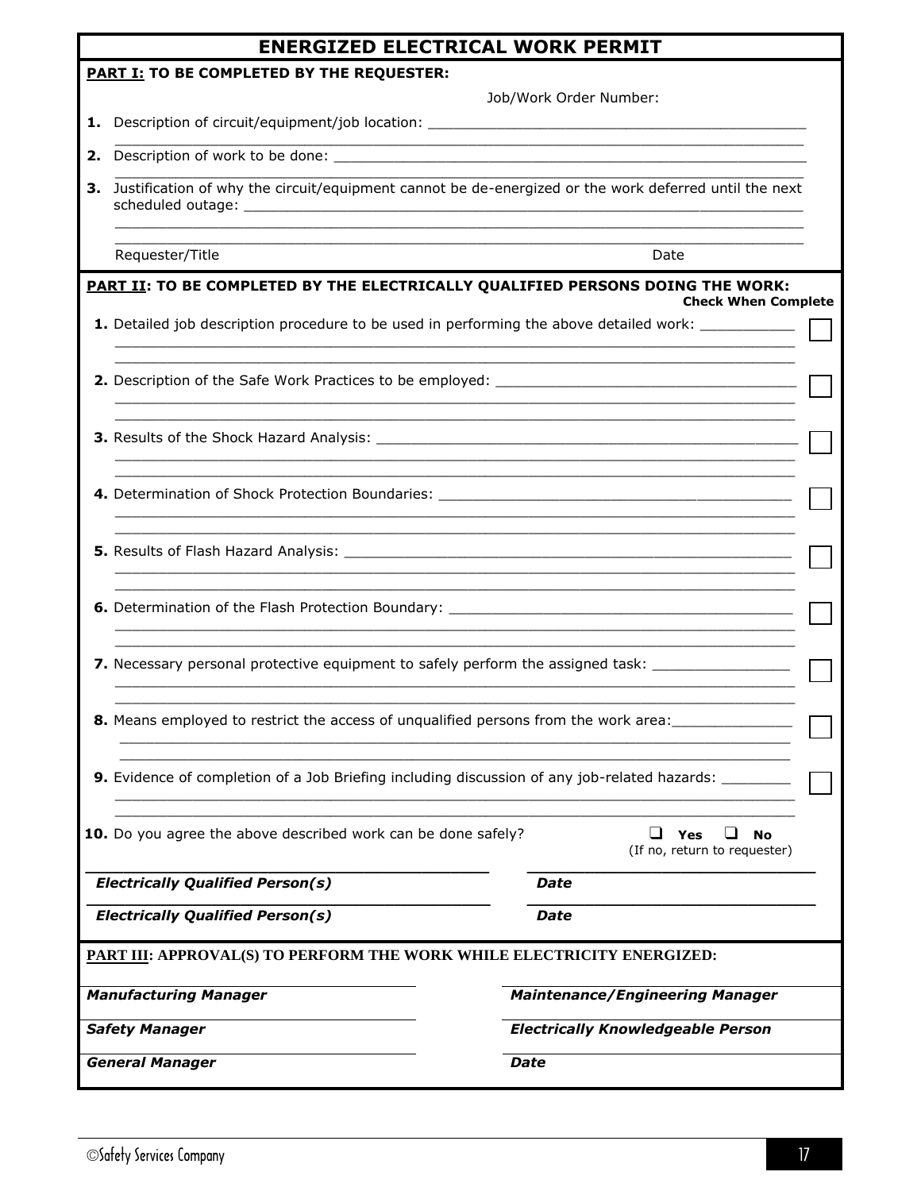# ENERGIZED ELECTRICAL WORK PERMIT

## PART I: TO BE COMPLETED BY THE REQUESTER:

Job/Work Order Number:

**1.** Description of circuit/equipment/job location: ______________________________________________

**2.** Description of work to be done: ______________________________________________

**3.** Justification of why the circuit/equipment cannot be de-energized or the work deferred until the next scheduled outage: ______________________________________________

______________________________________________

Requester/Title                                        Date

## PART II: TO BE COMPLETED BY THE ELECTRICALLY QUALIFIED PERSONS DOING THE WORK:

**Check When Complete**

**1.** Detailed job description procedure to be used in performing the above detailed work: ___________ ☐

**2.** Description of the Safe Work Practices to be employed: ___________ ☐

**3.** Results of the Shock Hazard Analysis: ___________ ☐

**4.** Determination of Shock Protection Boundaries: ___________ ☐

**5.** Results of Flash Hazard Analysis: ___________ ☐

**6.** Determination of the Flash Protection Boundary: ___________ ☐

**7.** Necessary personal protective equipment to safely perform the assigned task: ___________ ☐

**8.** Means employed to restrict the access of unqualified persons from the work area: ___________ ☐

**9.** Evidence of completion of a Job Briefing including discussion of any job-related hazards: ___________ ☐

**10.** Do you agree the above described work can be done safely? ☐ **Yes** ☐ **No** (If no, return to requester)

______________________________ ______________________________

***Electrically Qualified Person(s)***                ***Date***

______________________________ ______________________________

***Electrically Qualified Person(s)***                ***Date***

## PART III: APPROVAL(S) TO PERFORM THE WORK WHILE ELECTRICITY ENERGIZED:

| | |
|---|---|
| ***Manufacturing Manager*** | ***Maintenance/Engineering Manager*** |
| ***Safety Manager*** | ***Electrically Knowledgeable Person*** |
| ***General Manager*** | ***Date*** |

©Safety Services Company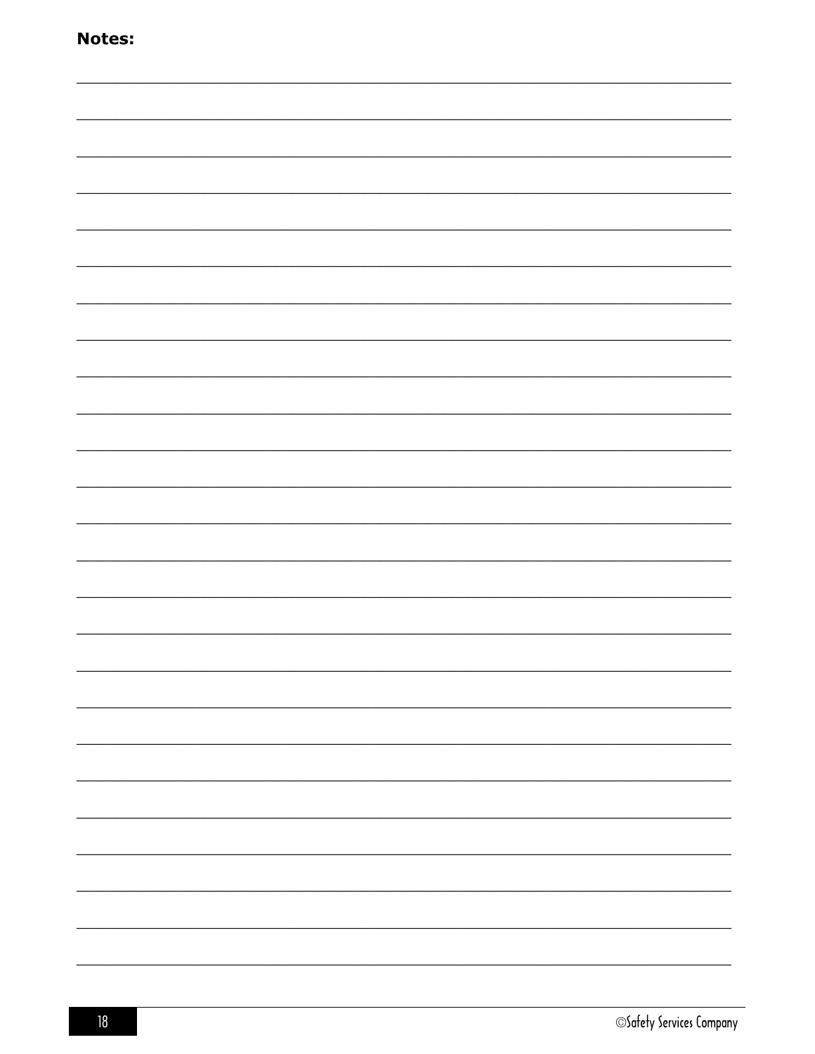**Notes:**